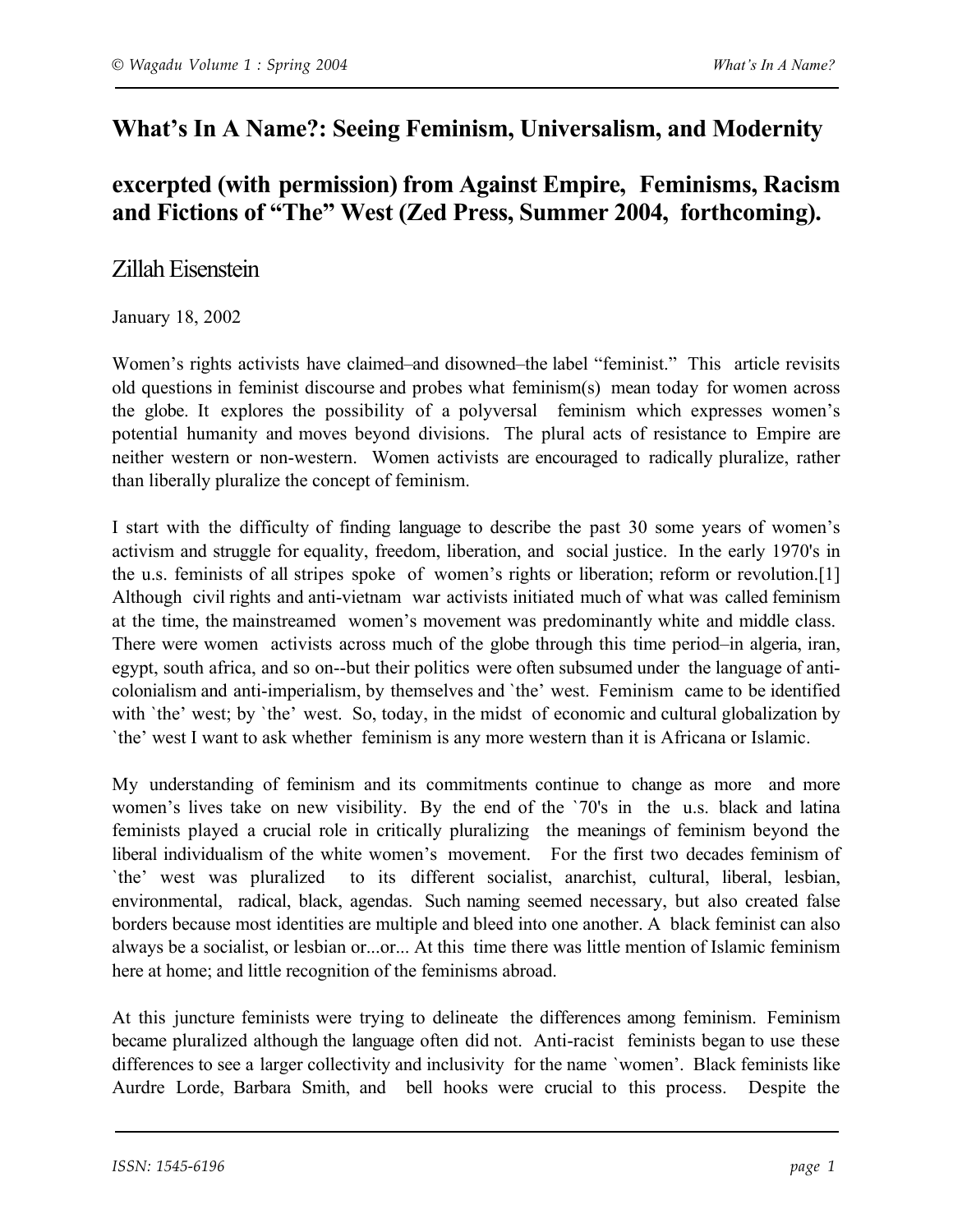# What's In A Name?: Seeing Feminism, Universalism, and Modernity

## excerpted (with permission) from Against Empire, Feminisms, Racism and Fictions of "The" West (Zed Press, Summer 2004, forthcoming).

Zillah Eisenstein

January 18, 2002

Women's rights activists have claimed–and disowned–the label "feminist." This article revisits old questions in feminist discourse and probes what feminism(s) mean today for women across the globe. It explores the possibility of a polyversal feminism which expresses women's potential humanity and moves beyond divisions. The plural acts of resistance to Empire are neither western or non-western. Women activists are encouraged to radically pluralize, rather than liberally pluralize the concept of feminism.

I start with the difficulty of finding language to describe the past 30 some years of women's activism and struggle for equality, freedom, liberation, and social justice. In the early 1970's in the u.s. feminists of all stripes spoke of women's rights or liberation; reform or revolution.[1] Although civil rights and anti-vietnam war activists initiated much of what was called feminism at the time, the mainstreamed women's movement was predominantly white and middle class. There were women activists across much of the globe through this time period–in algeria, iran, egypt, south africa, and so on--but their politics were often subsumed under the language of anti-colonialism and anti-imperialism, by themselves and `the' west. Feminism came to be identified with `the' west; by `the' west. So, today, in the midst of economic and cultural globalization by `the' west I want to ask whether feminism is any more western than it is Africana or Islamic.

My understanding of feminism and its commitments continue to change as more and more women's lives take on new visibility. By the end of the `70's in the u.s. black and latina feminists played a crucial role in critically pluralizing the meanings of feminism beyond the liberal individualism of the white women's movement. For the first two decades feminism of `the' west was pluralized to its different socialist, anarchist, cultural, liberal, lesbian, environmental, radical, black, agendas. Such naming seemed necessary, but also created false borders because most identities are multiple and bleed into one another. A black feminist can also always be a socialist, or lesbian or...or... At this time there was little mention of Islamic feminism here at home; and little recognition of the feminisms abroad.

At this juncture feminists were trying to delineate the differences among feminism. Feminism became pluralized although the language often did not. Anti-racist feminists began to use these differences to see a larger collectivity and inclusivity for the name `women'. Black feminists like Aurdre Lorde, Barbara Smith, and bell hooks were crucial to this process. Despite the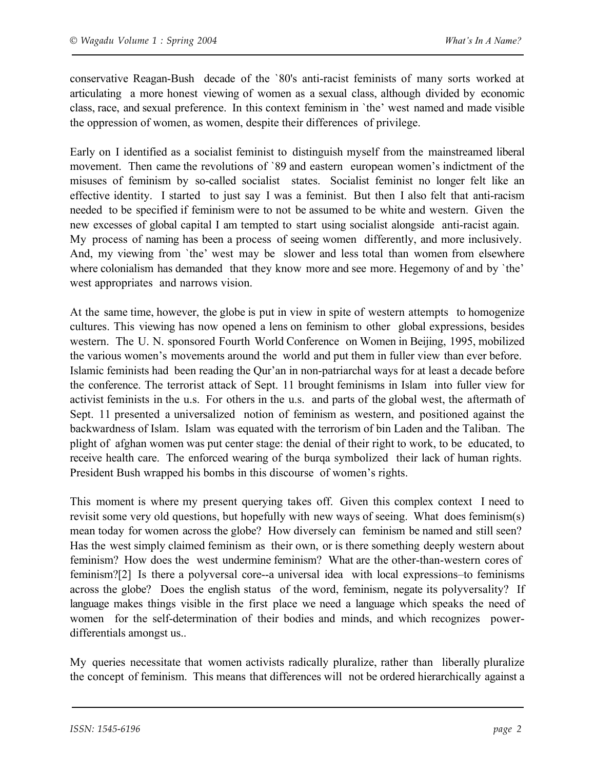conservative Reagan-Bush decade of the `80's anti-racist feminists of many sorts worked at articulating a more honest viewing of women as a sexual class, although divided by economic class, race, and sexual preference. In this context feminism in `the' west named and made visible the oppression of women, as women, despite their differences of privilege.

Early on I identified as a socialist feminist to distinguish myself from the mainstreamed liberal movement. Then came the revolutions of `89 and eastern european women's indictment of the misuses of feminism by so-called socialist states. Socialist feminist no longer felt like an effective identity. I started to just say I was a feminist. But then I also felt that anti-racism needed to be specified if feminism were to not be assumed to be white and western. Given the new excesses of global capital I am tempted to start using socialist alongside anti-racist again. My process of naming has been a process of seeing women differently, and more inclusively. And, my viewing from `the' west may be slower and less total than women from elsewhere where colonialism has demanded that they know more and see more. Hegemony of and by `the' west appropriates and narrows vision.

At the same time, however, the globe is put in view in spite of western attempts to homogenize cultures. This viewing has now opened a lens on feminism to other global expressions, besides western. The U. N. sponsored Fourth World Conference on Women in Beijing, 1995, mobilized the various women's movements around the world and put them in fuller view than ever before. Islamic feminists had been reading the Qur'an in non-patriarchal ways for at least a decade before the conference. The terrorist attack of Sept. 11 brought feminisms in Islam into fuller view for activist feminists in the u.s. For others in the u.s. and parts of the global west, the aftermath of Sept. 11 presented a universalized notion of feminism as western, and positioned against the backwardness of Islam. Islam was equated with the terrorism of bin Laden and the Taliban. The plight of afghan women was put center stage: the denial of their right to work, to be educated, to receive health care. The enforced wearing of the burqa symbolized their lack of human rights. President Bush wrapped his bombs in this discourse of women's rights.

This moment is where my present querying takes off. Given this complex context I need to revisit some very old questions, but hopefully with new ways of seeing. What does feminism(s) mean today for women across the globe? How diversely can feminism be named and still seen? Has the west simply claimed feminism as their own, or is there something deeply western about feminism? How does the west undermine feminism? What are the other-than-western cores of feminism?[2] Is there a polyversal core--a universal idea with local expressions–to feminisms across the globe? Does the english status of the word, feminism, negate its polyversality? If language makes things visible in the first place we need a language which speaks the need of women for the self-determination of their bodies and minds, and which recognizes power-differentials amongst us..

My queries necessitate that women activists radically pluralize, rather than liberally pluralize the concept of feminism. This means that differences will not be ordered hierarchically against a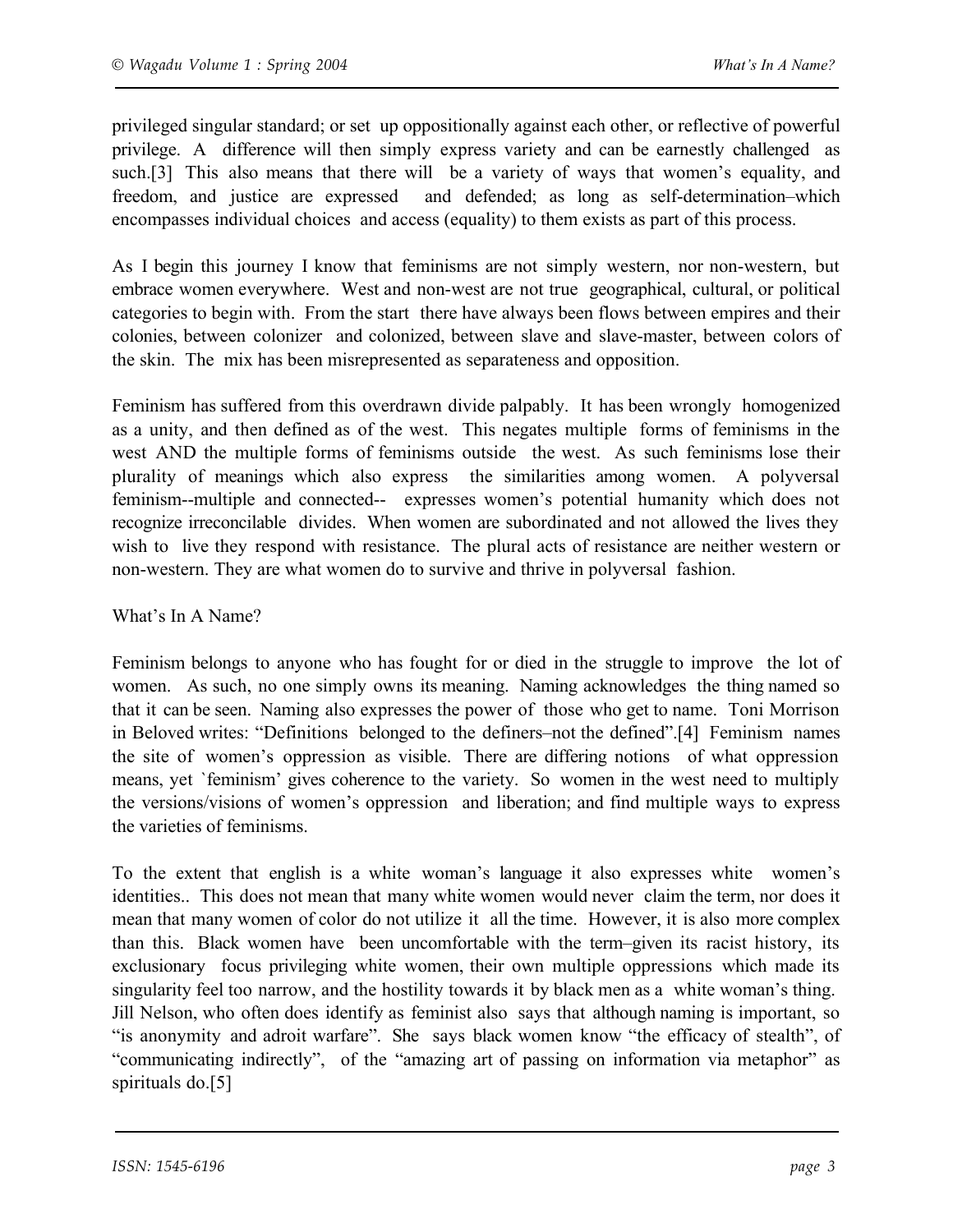privileged singular standard; or set up oppositionally against each other, or reflective of powerful privilege. A difference will then simply express variety and can be earnestly challenged as such.[3] This also means that there will be a variety of ways that women's equality, and freedom, and justice are expressed and defended; as long as self-determination–which encompasses individual choices and access (equality) to them exists as part of this process.

As I begin this journey I know that feminisms are not simply western, nor non-western, but embrace women everywhere. West and non-west are not true geographical, cultural, or political categories to begin with. From the start there have always been flows between empires and their colonies, between colonizer and colonized, between slave and slave-master, between colors of the skin. The mix has been misrepresented as separateness and opposition.

Feminism has suffered from this overdrawn divide palpably. It has been wrongly homogenized as a unity, and then defined as of the west. This negates multiple forms of feminisms in the west AND the multiple forms of feminisms outside the west. As such feminisms lose their plurality of meanings which also express the similarities among women. A polyversal feminism--multiple and connected-- expresses women's potential humanity which does not recognize irreconcilable divides. When women are subordinated and not allowed the lives they wish to live they respond with resistance. The plural acts of resistance are neither western or non-western. They are what women do to survive and thrive in polyversal fashion.

## What's In A Name?

Feminism belongs to anyone who has fought for or died in the struggle to improve the lot of women. As such, no one simply owns its meaning. Naming acknowledges the thing named so that it can be seen. Naming also expresses the power of those who get to name. Toni Morrison in Beloved writes: "Definitions belonged to the definers–not the defined".[4] Feminism names the site of women's oppression as visible. There are differing notions of what oppression means, yet `feminism' gives coherence to the variety. So women in the west need to multiply the versions/visions of women's oppression and liberation; and find multiple ways to express the varieties of feminisms.

To the extent that english is a white woman's language it also expresses white women's identities.. This does not mean that many white women would never claim the term, nor does it mean that many women of color do not utilize it all the time. However, it is also more complex than this. Black women have been uncomfortable with the term–given its racist history, its exclusionary focus privileging white women, their own multiple oppressions which made its singularity feel too narrow, and the hostility towards it by black men as a white woman's thing. Jill Nelson, who often does identify as feminist also says that although naming is important, so "is anonymity and adroit warfare". She says black women know "the efficacy of stealth", of "communicating indirectly", of the "amazing art of passing on information via metaphor" as spirituals do.[5]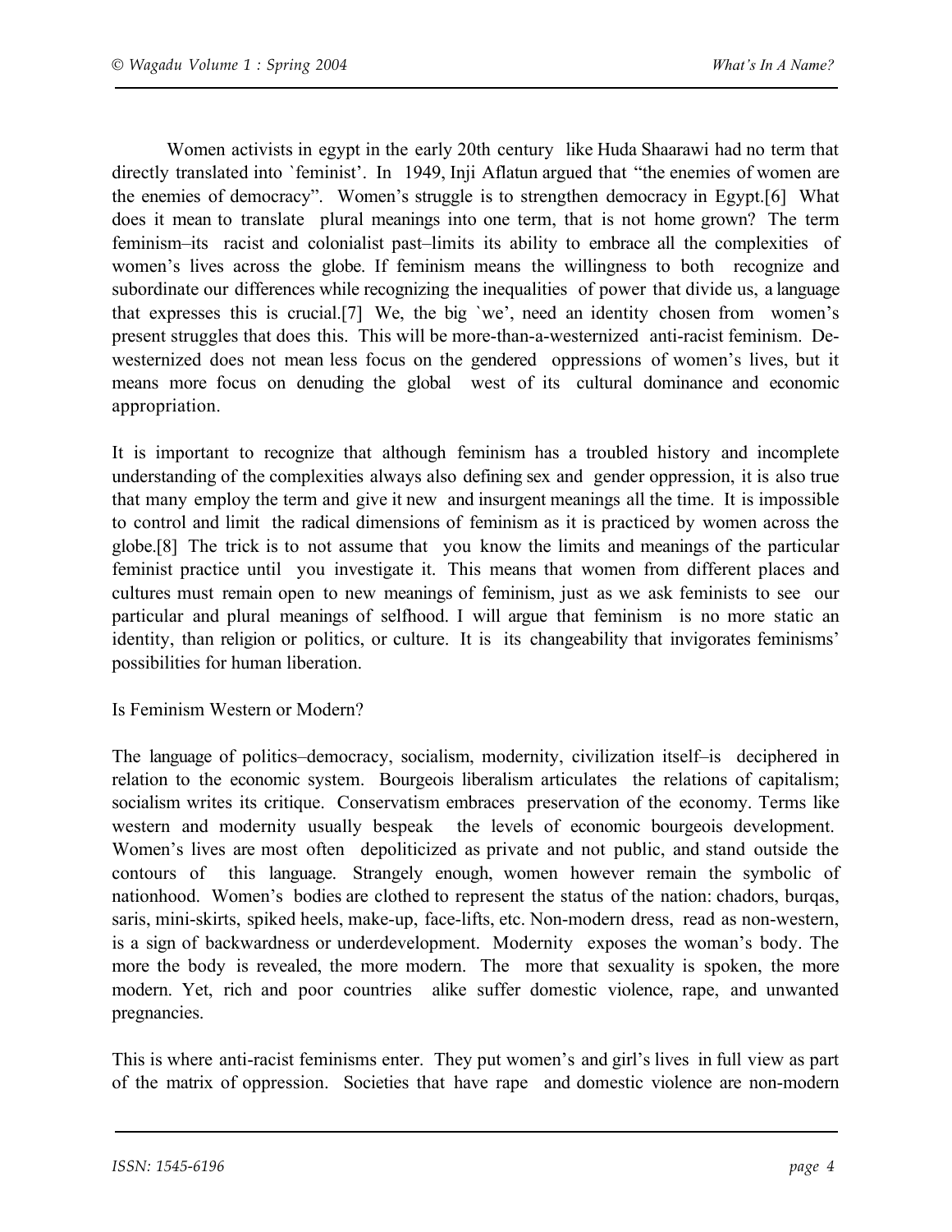Women activists in egypt in the early 20th century like Huda Shaarawi had no term that directly translated into `feminist'. In 1949, Inji Aflatun argued that "the enemies of women are the enemies of democracy". Women's struggle is to strengthen democracy in Egypt.[6] What does it mean to translate plural meanings into one term, that is not home grown? The term feminism–its racist and colonialist past–limits its ability to embrace all the complexities of women's lives across the globe. If feminism means the willingness to both recognize and subordinate our differences while recognizing the inequalities of power that divide us, a language that expresses this is crucial.[7] We, the big `we', need an identity chosen from women's present struggles that does this. This will be more-than-a-westernized anti-racist feminism. De-westernized does not mean less focus on the gendered oppressions of women's lives, but it means more focus on denuding the global west of its cultural dominance and economic appropriation.

It is important to recognize that although feminism has a troubled history and incomplete understanding of the complexities always also defining sex and gender oppression, it is also true that many employ the term and give it new and insurgent meanings all the time. It is impossible to control and limit the radical dimensions of feminism as it is practiced by women across the globe.[8] The trick is to not assume that you know the limits and meanings of the particular feminist practice until you investigate it. This means that women from different places and cultures must remain open to new meanings of feminism, just as we ask feminists to see our particular and plural meanings of selfhood. I will argue that feminism is no more static an identity, than religion or politics, or culture. It is its changeability that invigorates feminisms' possibilities for human liberation.

Is Feminism Western or Modern?

The language of politics–democracy, socialism, modernity, civilization itself–is deciphered in relation to the economic system. Bourgeois liberalism articulates the relations of capitalism; socialism writes its critique. Conservatism embraces preservation of the economy. Terms like western and modernity usually bespeak the levels of economic bourgeois development. Women's lives are most often depoliticized as private and not public, and stand outside the contours of this language. Strangely enough, women however remain the symbolic of nationhood. Women's bodies are clothed to represent the status of the nation: chadors, burqas, saris, mini-skirts, spiked heels, make-up, face-lifts, etc. Non-modern dress, read as non-western, is a sign of backwardness or underdevelopment. Modernity exposes the woman's body. The more the body is revealed, the more modern. The more that sexuality is spoken, the more modern. Yet, rich and poor countries alike suffer domestic violence, rape, and unwanted pregnancies.

This is where anti-racist feminisms enter. They put women's and girl's lives in full view as part of the matrix of oppression. Societies that have rape and domestic violence are non-modern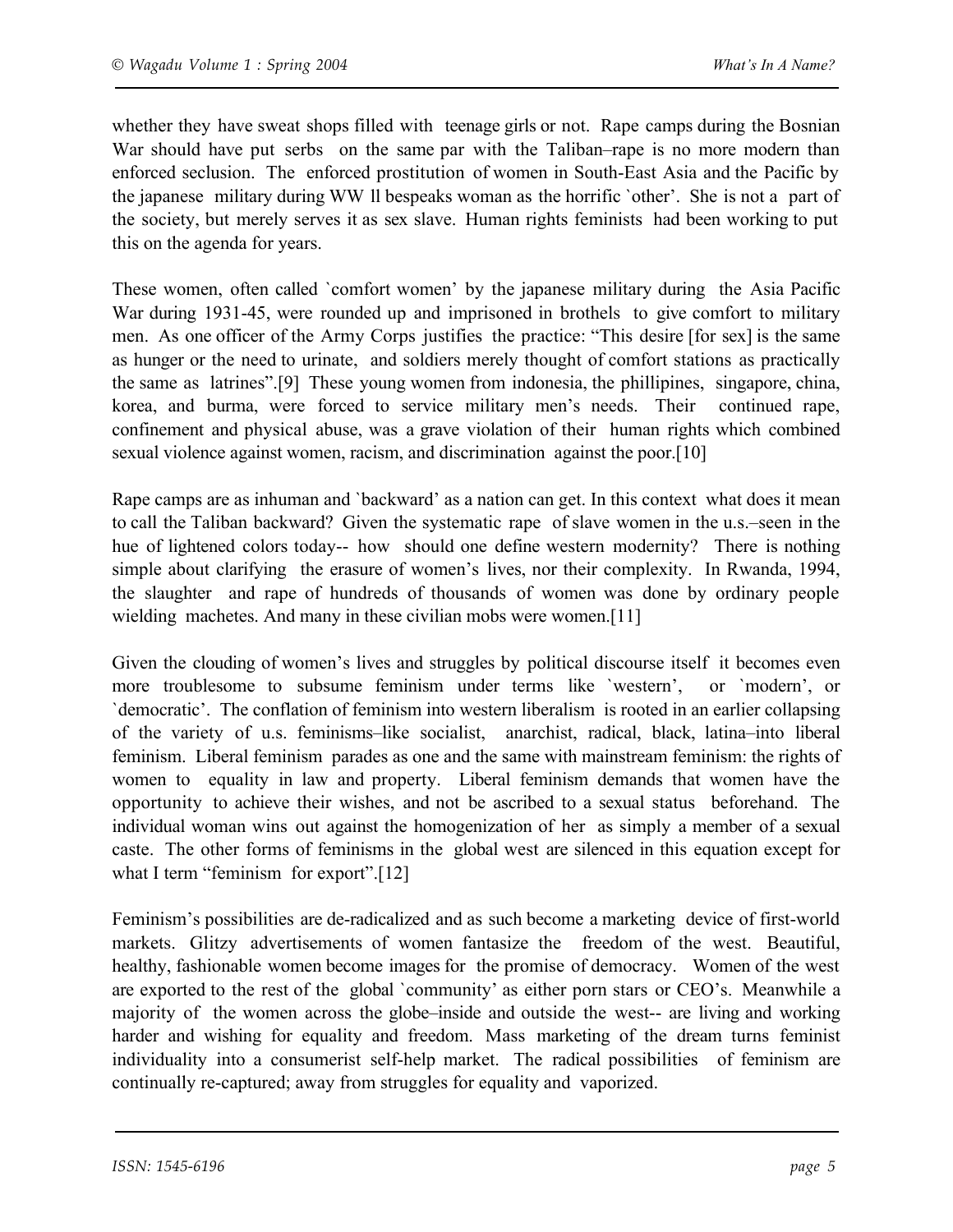whether they have sweat shops filled with teenage girls or not. Rape camps during the Bosnian War should have put serbs on the same par with the Taliban–rape is no more modern than enforced seclusion. The enforced prostitution of women in South-East Asia and the Pacific by the japanese military during WW ll bespeaks woman as the horrific `other'. She is not a part of the society, but merely serves it as sex slave. Human rights feminists had been working to put this on the agenda for years.

These women, often called `comfort women' by the japanese military during the Asia Pacific War during 1931-45, were rounded up and imprisoned in brothels to give comfort to military men. As one officer of the Army Corps justifies the practice: "This desire [for sex] is the same as hunger or the need to urinate, and soldiers merely thought of comfort stations as practically the same as latrines".[9] These young women from indonesia, the phillipines, singapore, china, korea, and burma, were forced to service military men's needs. Their continued rape, confinement and physical abuse, was a grave violation of their human rights which combined sexual violence against women, racism, and discrimination against the poor.[10]

Rape camps are as inhuman and `backward' as a nation can get. In this context what does it mean to call the Taliban backward? Given the systematic rape of slave women in the u.s.–seen in the hue of lightened colors today-- how should one define western modernity? There is nothing simple about clarifying the erasure of women's lives, nor their complexity. In Rwanda, 1994, the slaughter and rape of hundreds of thousands of women was done by ordinary people wielding machetes. And many in these civilian mobs were women.[11]

Given the clouding of women's lives and struggles by political discourse itself it becomes even more troublesome to subsume feminism under terms like `western', or `modern', or `democratic'. The conflation of feminism into western liberalism is rooted in an earlier collapsing of the variety of u.s. feminisms–like socialist, anarchist, radical, black, latina–into liberal feminism. Liberal feminism parades as one and the same with mainstream feminism: the rights of women to equality in law and property. Liberal feminism demands that women have the opportunity to achieve their wishes, and not be ascribed to a sexual status beforehand. The individual woman wins out against the homogenization of her as simply a member of a sexual caste. The other forms of feminisms in the global west are silenced in this equation except for what I term "feminism for export".[12]

Feminism's possibilities are de-radicalized and as such become a marketing device of first-world markets. Glitzy advertisements of women fantasize the freedom of the west. Beautiful, healthy, fashionable women become images for the promise of democracy. Women of the west are exported to the rest of the global `community' as either porn stars or CEO's. Meanwhile a majority of the women across the globe–inside and outside the west-- are living and working harder and wishing for equality and freedom. Mass marketing of the dream turns feminist individuality into a consumerist self-help market. The radical possibilities of feminism are continually re-captured; away from struggles for equality and vaporized.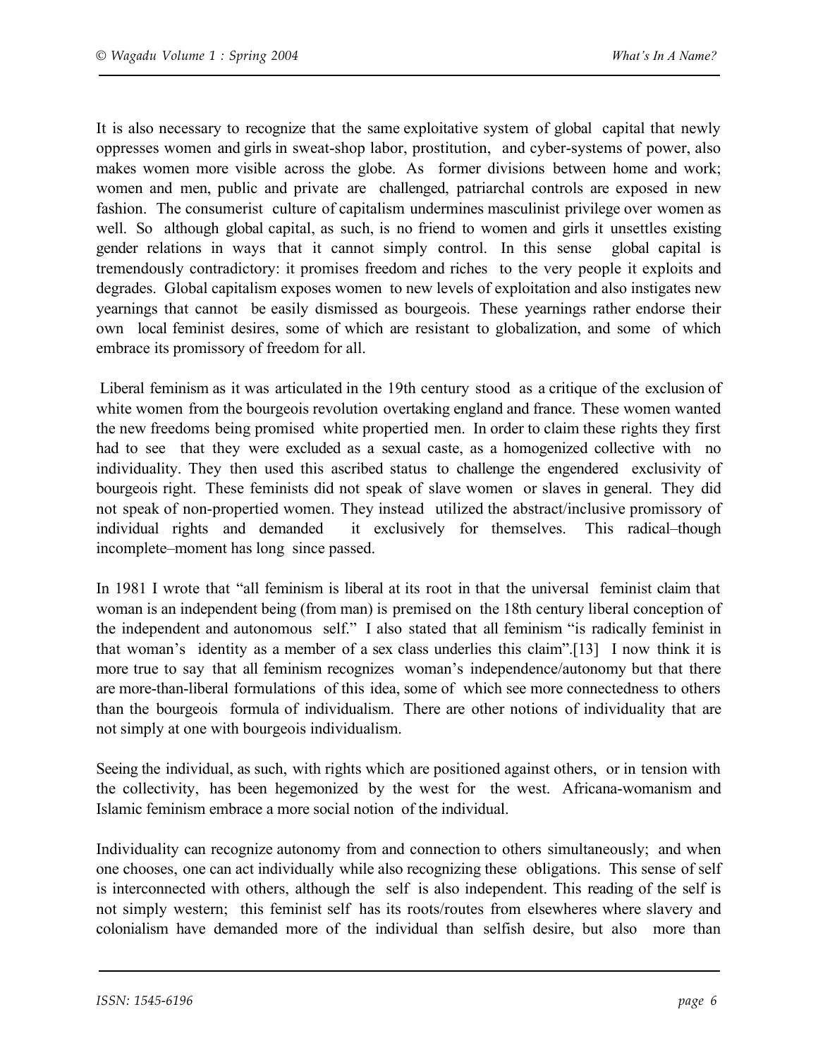It is also necessary to recognize that the same exploitative system of global capital that newly oppresses women and girls in sweat-shop labor, prostitution, and cyber-systems of power, also makes women more visible across the globe. As former divisions between home and work; women and men, public and private are challenged, patriarchal controls are exposed in new fashion. The consumerist culture of capitalism undermines masculinist privilege over women as well. So although global capital, as such, is no friend to women and girls it unsettles existing gender relations in ways that it cannot simply control. In this sense global capital is tremendously contradictory: it promises freedom and riches to the very people it exploits and degrades. Global capitalism exposes women to new levels of exploitation and also instigates new yearnings that cannot be easily dismissed as bourgeois. These yearnings rather endorse their own local feminist desires, some of which are resistant to globalization, and some of which embrace its promissory of freedom for all.

Liberal feminism as it was articulated in the 19th century stood as a critique of the exclusion of white women from the bourgeois revolution overtaking england and france. These women wanted the new freedoms being promised white propertied men. In order to claim these rights they first had to see that they were excluded as a sexual caste, as a homogenized collective with no individuality. They then used this ascribed status to challenge the engendered exclusivity of bourgeois right. These feminists did not speak of slave women or slaves in general. They did not speak of non-propertied women. They instead utilized the abstract/inclusive promissory of individual rights and demanded it exclusively for themselves. This radical–though incomplete–moment has long since passed.

In 1981 I wrote that "all feminism is liberal at its root in that the universal feminist claim that woman is an independent being (from man) is premised on the 18th century liberal conception of the independent and autonomous self." I also stated that all feminism "is radically feminist in that woman's identity as a member of a sex class underlies this claim".[13] I now think it is more true to say that all feminism recognizes woman's independence/autonomy but that there are more-than-liberal formulations of this idea, some of which see more connectedness to others than the bourgeois formula of individualism. There are other notions of individuality that are not simply at one with bourgeois individualism.

Seeing the individual, as such, with rights which are positioned against others, or in tension with the collectivity, has been hegemonized by the west for the west. Africana-womanism and Islamic feminism embrace a more social notion of the individual.

Individuality can recognize autonomy from and connection to others simultaneously; and when one chooses, one can act individually while also recognizing these obligations. This sense of self is interconnected with others, although the self is also independent. This reading of the self is not simply western; this feminist self has its roots/routes from elsewheres where slavery and colonialism have demanded more of the individual than selfish desire, but also more than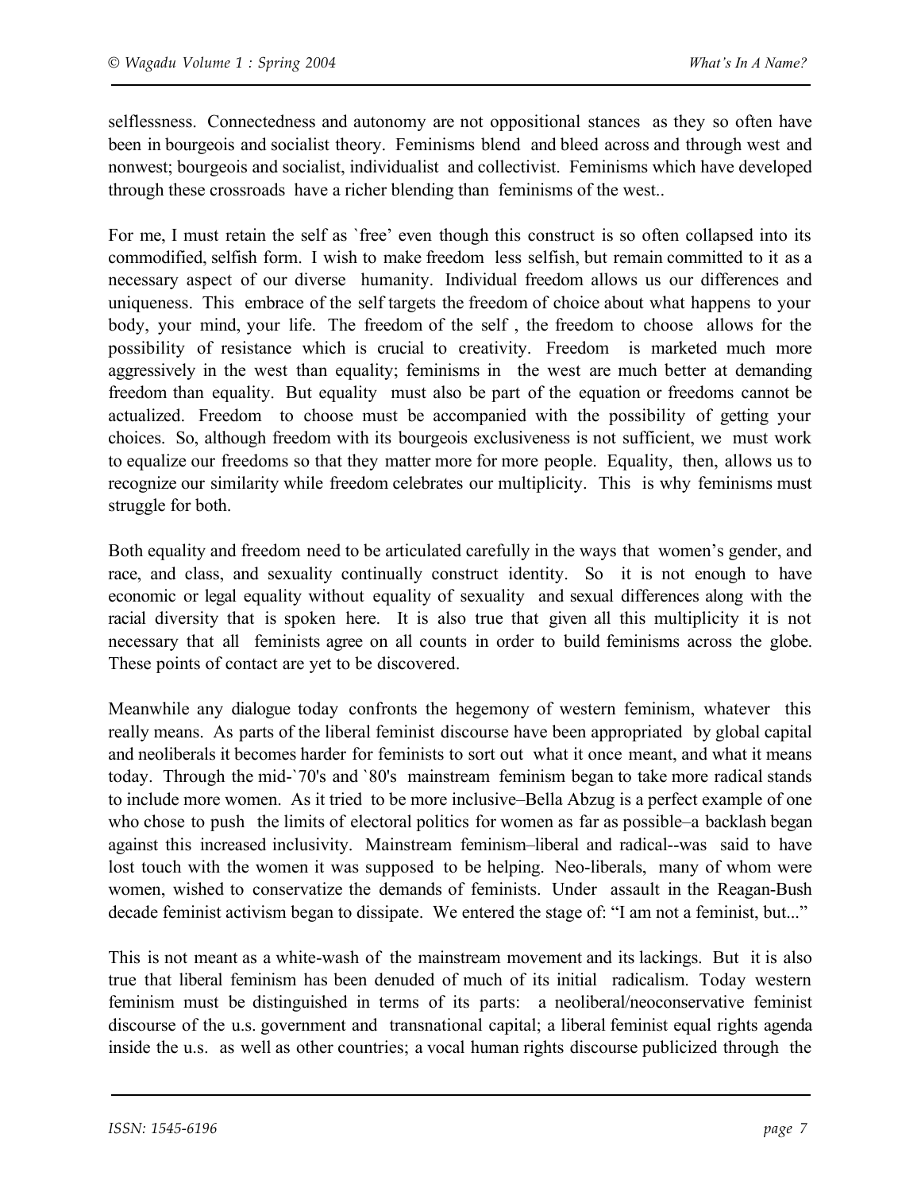selflessness. Connectedness and autonomy are not oppositional stances as they so often have been in bourgeois and socialist theory. Feminisms blend and bleed across and through west and nonwest; bourgeois and socialist, individualist and collectivist. Feminisms which have developed through these crossroads have a richer blending than feminisms of the west..

For me, I must retain the self as `free' even though this construct is so often collapsed into its commodified, selfish form. I wish to make freedom less selfish, but remain committed to it as a necessary aspect of our diverse humanity. Individual freedom allows us our differences and uniqueness. This embrace of the self targets the freedom of choice about what happens to your body, your mind, your life. The freedom of the self , the freedom to choose allows for the possibility of resistance which is crucial to creativity. Freedom is marketed much more aggressively in the west than equality; feminisms in the west are much better at demanding freedom than equality. But equality must also be part of the equation or freedoms cannot be actualized. Freedom to choose must be accompanied with the possibility of getting your choices. So, although freedom with its bourgeois exclusiveness is not sufficient, we must work to equalize our freedoms so that they matter more for more people. Equality, then, allows us to recognize our similarity while freedom celebrates our multiplicity. This is why feminisms must struggle for both.

Both equality and freedom need to be articulated carefully in the ways that women's gender, and race, and class, and sexuality continually construct identity. So it is not enough to have economic or legal equality without equality of sexuality and sexual differences along with the racial diversity that is spoken here. It is also true that given all this multiplicity it is not necessary that all feminists agree on all counts in order to build feminisms across the globe. These points of contact are yet to be discovered.

Meanwhile any dialogue today confronts the hegemony of western feminism, whatever this really means. As parts of the liberal feminist discourse have been appropriated by global capital and neoliberals it becomes harder for feminists to sort out what it once meant, and what it means today. Through the mid-`70's and `80's mainstream feminism began to take more radical stands to include more women. As it tried to be more inclusive–Bella Abzug is a perfect example of one who chose to push the limits of electoral politics for women as far as possible–a backlash began against this increased inclusivity. Mainstream feminism–liberal and radical--was said to have lost touch with the women it was supposed to be helping. Neo-liberals, many of whom were women, wished to conservatize the demands of feminists. Under assault in the Reagan-Bush decade feminist activism began to dissipate. We entered the stage of: "I am not a feminist, but..."

This is not meant as a white-wash of the mainstream movement and its lackings. But it is also true that liberal feminism has been denuded of much of its initial radicalism. Today western feminism must be distinguished in terms of its parts: a neoliberal/neoconservative feminist discourse of the u.s. government and transnational capital; a liberal feminist equal rights agenda inside the u.s. as well as other countries; a vocal human rights discourse publicized through the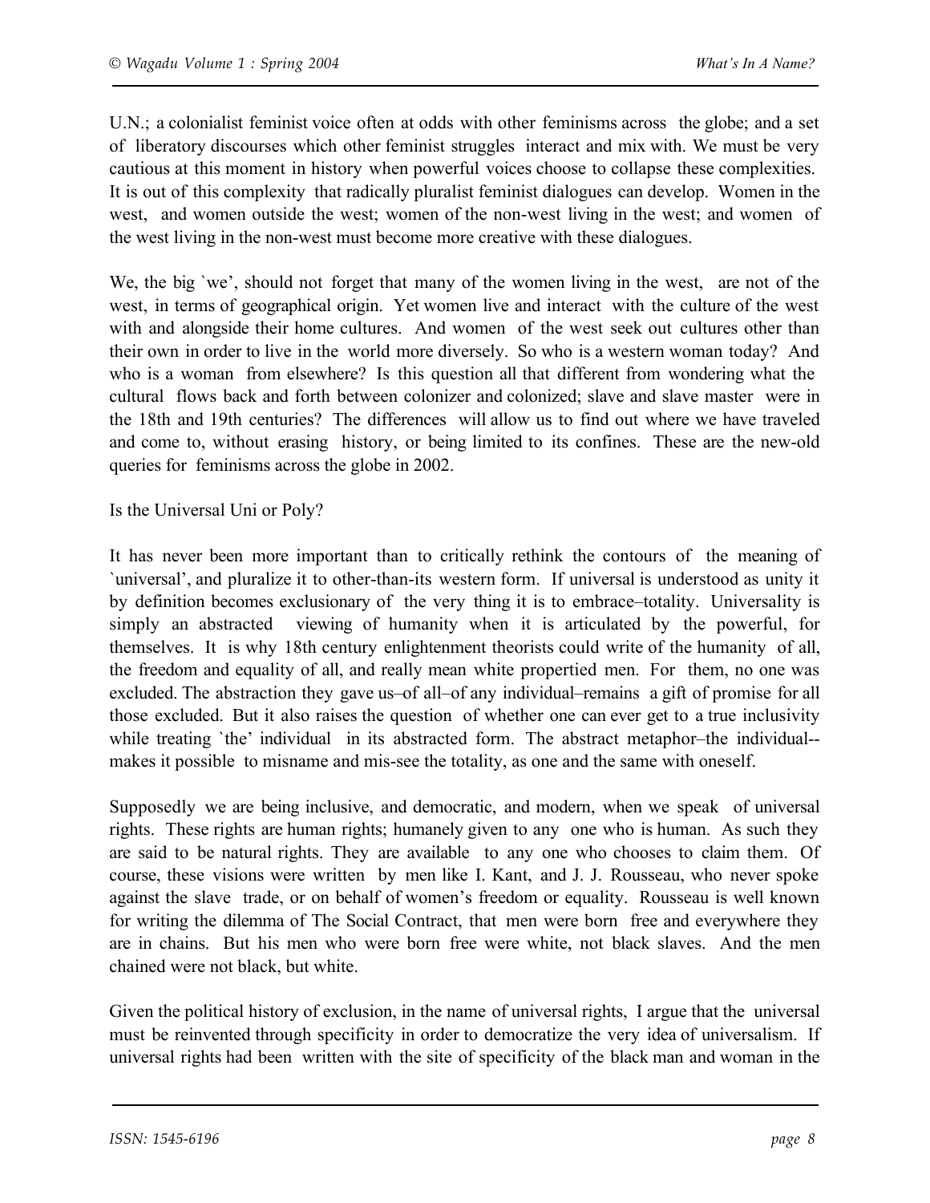U.N.; a colonialist feminist voice often at odds with other feminisms across the globe; and a set of liberatory discourses which other feminist struggles interact and mix with. We must be very cautious at this moment in history when powerful voices choose to collapse these complexities. It is out of this complexity that radically pluralist feminist dialogues can develop. Women in the west, and women outside the west; women of the non-west living in the west; and women of the west living in the non-west must become more creative with these dialogues.

We, the big `we', should not forget that many of the women living in the west, are not of the west, in terms of geographical origin. Yet women live and interact with the culture of the west with and alongside their home cultures. And women of the west seek out cultures other than their own in order to live in the world more diversely. So who is a western woman today? And who is a woman from elsewhere? Is this question all that different from wondering what the cultural flows back and forth between colonizer and colonized; slave and slave master were in the 18th and 19th centuries? The differences will allow us to find out where we have traveled and come to, without erasing history, or being limited to its confines. These are the new-old queries for feminisms across the globe in 2002.

Is the Universal Uni or Poly?

It has never been more important than to critically rethink the contours of the meaning of `universal', and pluralize it to other-than-its western form. If universal is understood as unity it by definition becomes exclusionary of the very thing it is to embrace–totality. Universality is simply an abstracted viewing of humanity when it is articulated by the powerful, for themselves. It is why 18th century enlightenment theorists could write of the humanity of all, the freedom and equality of all, and really mean white propertied men. For them, no one was excluded. The abstraction they gave us–of all–of any individual–remains a gift of promise for all those excluded. But it also raises the question of whether one can ever get to a true inclusivity while treating `the' individual in its abstracted form. The abstract metaphor–the individual--makes it possible to misname and mis-see the totality, as one and the same with oneself.

Supposedly we are being inclusive, and democratic, and modern, when we speak of universal rights. These rights are human rights; humanely given to any one who is human. As such they are said to be natural rights. They are available to any one who chooses to claim them. Of course, these visions were written by men like I. Kant, and J. J. Rousseau, who never spoke against the slave trade, or on behalf of women's freedom or equality. Rousseau is well known for writing the dilemma of The Social Contract, that men were born free and everywhere they are in chains. But his men who were born free were white, not black slaves. And the men chained were not black, but white.

Given the political history of exclusion, in the name of universal rights, I argue that the universal must be reinvented through specificity in order to democratize the very idea of universalism. If universal rights had been written with the site of specificity of the black man and woman in the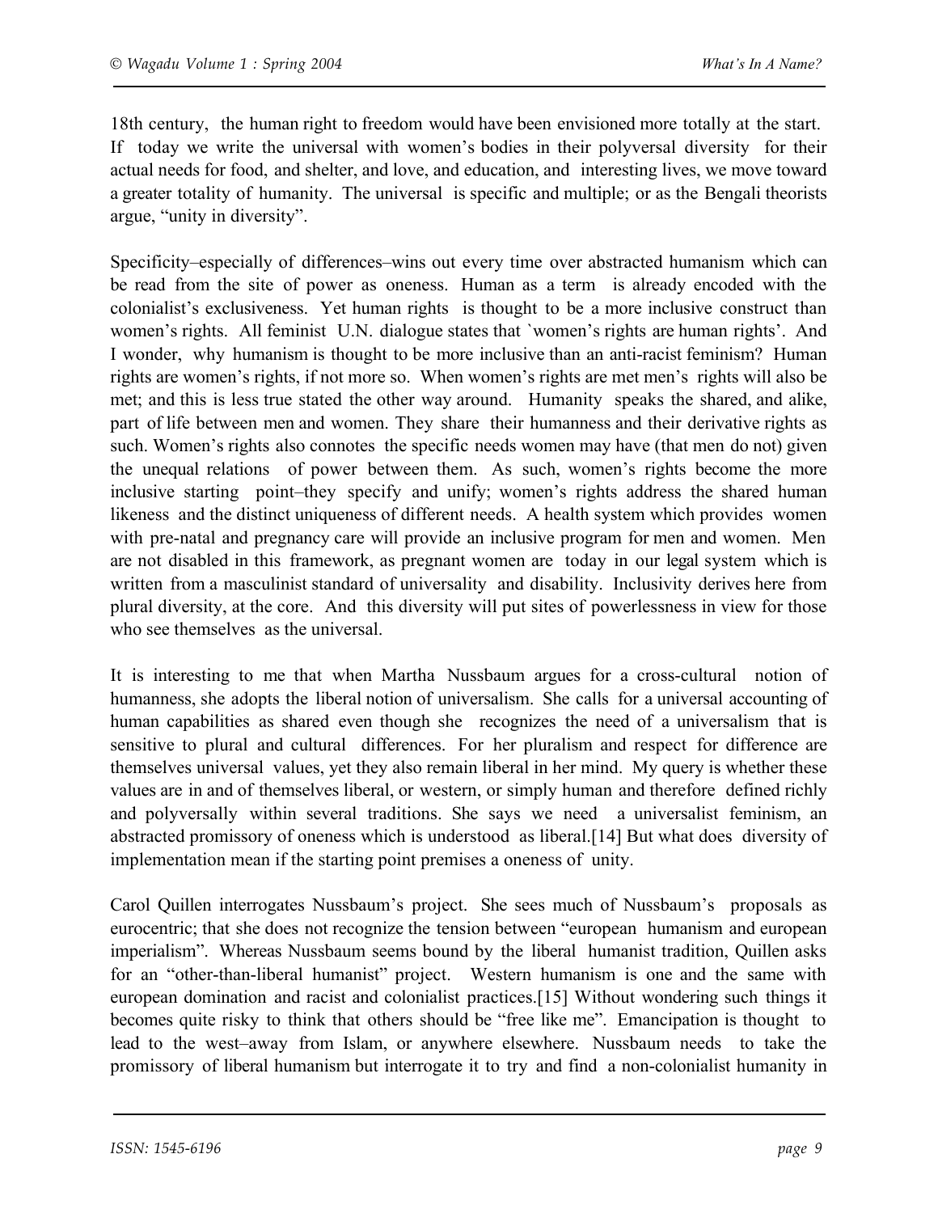18th century, the human right to freedom would have been envisioned more totally at the start. If today we write the universal with women's bodies in their polyversal diversity for their actual needs for food, and shelter, and love, and education, and interesting lives, we move toward a greater totality of humanity. The universal is specific and multiple; or as the Bengali theorists argue, "unity in diversity".

Specificity–especially of differences–wins out every time over abstracted humanism which can be read from the site of power as oneness. Human as a term is already encoded with the colonialist's exclusiveness. Yet human rights is thought to be a more inclusive construct than women's rights. All feminist U.N. dialogue states that `women's rights are human rights'. And I wonder, why humanism is thought to be more inclusive than an anti-racist feminism? Human rights are women's rights, if not more so. When women's rights are met men's rights will also be met; and this is less true stated the other way around. Humanity speaks the shared, and alike, part of life between men and women. They share their humanness and their derivative rights as such. Women's rights also connotes the specific needs women may have (that men do not) given the unequal relations of power between them. As such, women's rights become the more inclusive starting point–they specify and unify; women's rights address the shared human likeness and the distinct uniqueness of different needs. A health system which provides women with pre-natal and pregnancy care will provide an inclusive program for men and women. Men are not disabled in this framework, as pregnant women are today in our legal system which is written from a masculinist standard of universality and disability. Inclusivity derives here from plural diversity, at the core. And this diversity will put sites of powerlessness in view for those who see themselves as the universal.

It is interesting to me that when Martha Nussbaum argues for a cross-cultural notion of humanness, she adopts the liberal notion of universalism. She calls for a universal accounting of human capabilities as shared even though she recognizes the need of a universalism that is sensitive to plural and cultural differences. For her pluralism and respect for difference are themselves universal values, yet they also remain liberal in her mind. My query is whether these values are in and of themselves liberal, or western, or simply human and therefore defined richly and polyversally within several traditions. She says we need a universalist feminism, an abstracted promissory of oneness which is understood as liberal.[14] But what does diversity of implementation mean if the starting point premises a oneness of unity.

Carol Quillen interrogates Nussbaum's project. She sees much of Nussbaum's proposals as eurocentric; that she does not recognize the tension between "european humanism and european imperialism". Whereas Nussbaum seems bound by the liberal humanist tradition, Quillen asks for an "other-than-liberal humanist" project. Western humanism is one and the same with european domination and racist and colonialist practices.[15] Without wondering such things it becomes quite risky to think that others should be "free like me". Emancipation is thought to lead to the west–away from Islam, or anywhere elsewhere. Nussbaum needs to take the promissory of liberal humanism but interrogate it to try and find a non-colonialist humanity in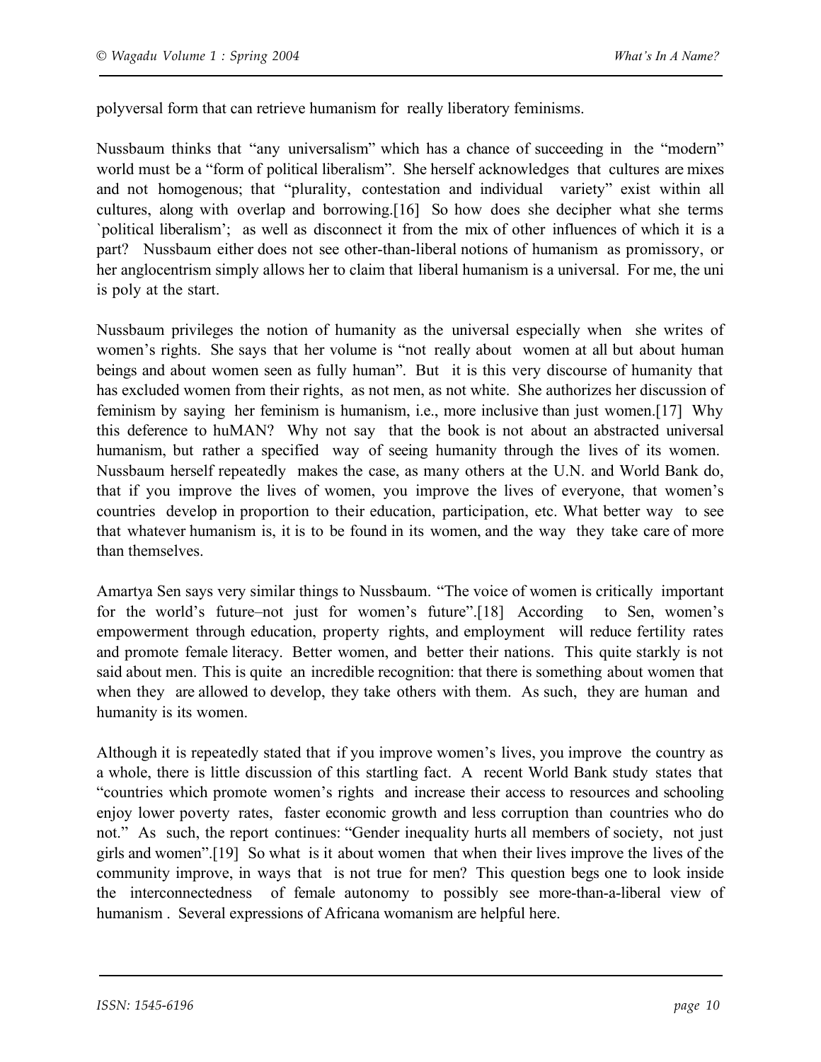polyversal form that can retrieve humanism for really liberatory feminisms.

Nussbaum thinks that "any universalism" which has a chance of succeeding in the "modern" world must be a "form of political liberalism". She herself acknowledges that cultures are mixes and not homogenous; that "plurality, contestation and individual variety" exist within all cultures, along with overlap and borrowing.[16] So how does she decipher what she terms `political liberalism'; as well as disconnect it from the mix of other influences of which it is a part? Nussbaum either does not see other-than-liberal notions of humanism as promissory, or her anglocentrism simply allows her to claim that liberal humanism is a universal. For me, the uni is poly at the start.

Nussbaum privileges the notion of humanity as the universal especially when she writes of women's rights. She says that her volume is "not really about women at all but about human beings and about women seen as fully human". But it is this very discourse of humanity that has excluded women from their rights, as not men, as not white. She authorizes her discussion of feminism by saying her feminism is humanism, i.e., more inclusive than just women.[17] Why this deference to huMAN? Why not say that the book is not about an abstracted universal humanism, but rather a specified way of seeing humanity through the lives of its women. Nussbaum herself repeatedly makes the case, as many others at the U.N. and World Bank do, that if you improve the lives of women, you improve the lives of everyone, that women's countries develop in proportion to their education, participation, etc. What better way to see that whatever humanism is, it is to be found in its women, and the way they take care of more than themselves.

Amartya Sen says very similar things to Nussbaum. "The voice of women is critically important for the world's future–not just for women's future".[18] According to Sen, women's empowerment through education, property rights, and employment will reduce fertility rates and promote female literacy. Better women, and better their nations. This quite starkly is not said about men. This is quite an incredible recognition: that there is something about women that when they are allowed to develop, they take others with them. As such, they are human and humanity is its women.

Although it is repeatedly stated that if you improve women's lives, you improve the country as a whole, there is little discussion of this startling fact. A recent World Bank study states that "countries which promote women's rights and increase their access to resources and schooling enjoy lower poverty rates, faster economic growth and less corruption than countries who do not." As such, the report continues: "Gender inequality hurts all members of society, not just girls and women".[19] So what is it about women that when their lives improve the lives of the community improve, in ways that is not true for men? This question begs one to look inside the interconnectedness of female autonomy to possibly see more-than-a-liberal view of humanism . Several expressions of Africana womanism are helpful here.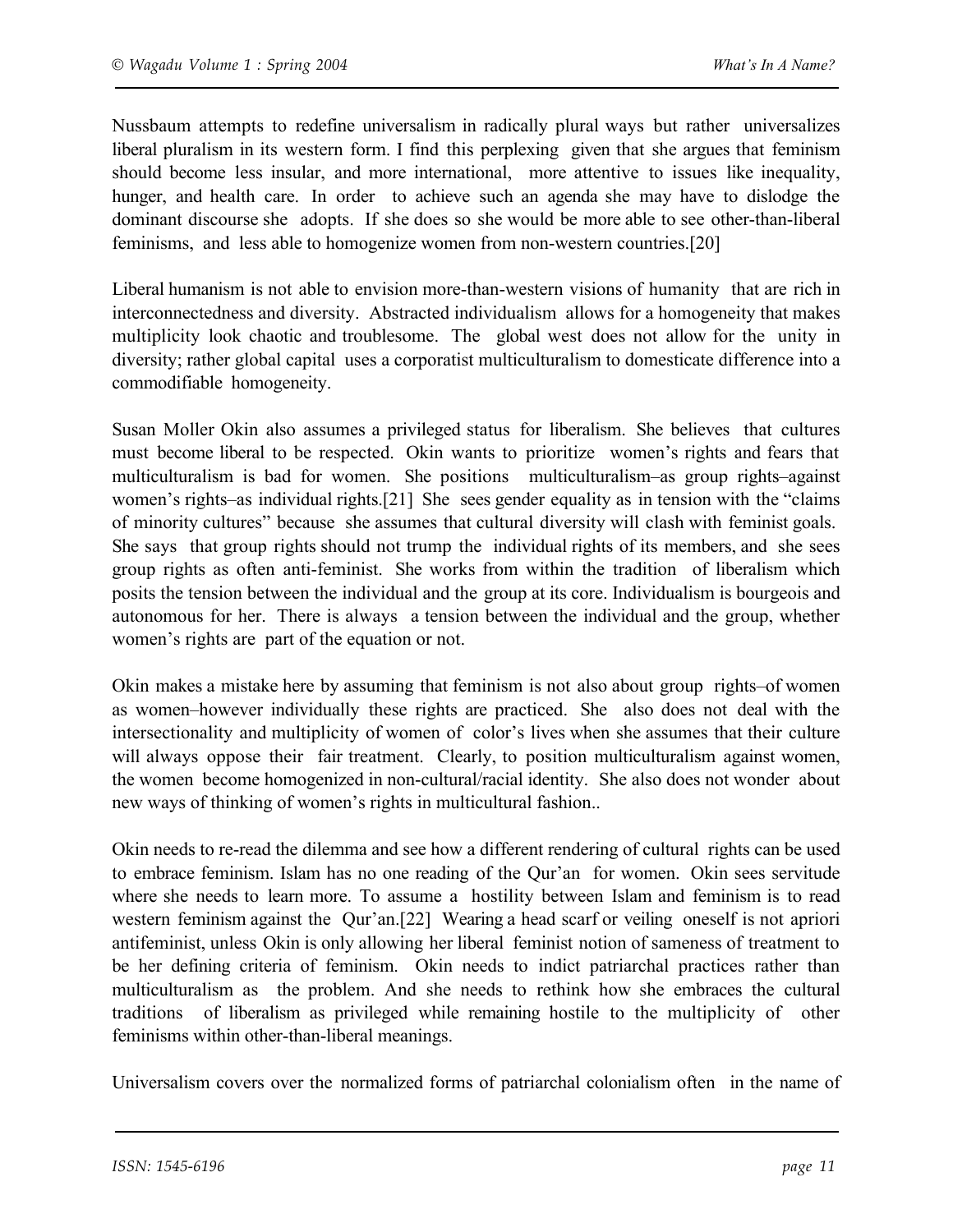Nussbaum attempts to redefine universalism in radically plural ways but rather universalizes liberal pluralism in its western form. I find this perplexing given that she argues that feminism should become less insular, and more international, more attentive to issues like inequality, hunger, and health care. In order to achieve such an agenda she may have to dislodge the dominant discourse she adopts. If she does so she would be more able to see other-than-liberal feminisms, and less able to homogenize women from non-western countries.[20]

Liberal humanism is not able to envision more-than-western visions of humanity that are rich in interconnectedness and diversity. Abstracted individualism allows for a homogeneity that makes multiplicity look chaotic and troublesome. The global west does not allow for the unity in diversity; rather global capital uses a corporatist multiculturalism to domesticate difference into a commodifiable homogeneity.

Susan Moller Okin also assumes a privileged status for liberalism. She believes that cultures must become liberal to be respected. Okin wants to prioritize women's rights and fears that multiculturalism is bad for women. She positions multiculturalism–as group rights–against women's rights–as individual rights.[21] She sees gender equality as in tension with the "claims of minority cultures" because she assumes that cultural diversity will clash with feminist goals. She says that group rights should not trump the individual rights of its members, and she sees group rights as often anti-feminist. She works from within the tradition of liberalism which posits the tension between the individual and the group at its core. Individualism is bourgeois and autonomous for her. There is always a tension between the individual and the group, whether women's rights are part of the equation or not.

Okin makes a mistake here by assuming that feminism is not also about group rights–of women as women–however individually these rights are practiced. She also does not deal with the intersectionality and multiplicity of women of color's lives when she assumes that their culture will always oppose their fair treatment. Clearly, to position multiculturalism against women, the women become homogenized in non-cultural/racial identity. She also does not wonder about new ways of thinking of women's rights in multicultural fashion..

Okin needs to re-read the dilemma and see how a different rendering of cultural rights can be used to embrace feminism. Islam has no one reading of the Qur'an for women. Okin sees servitude where she needs to learn more. To assume a hostility between Islam and feminism is to read western feminism against the Qur'an.[22] Wearing a head scarf or veiling oneself is not apriori antifeminist, unless Okin is only allowing her liberal feminist notion of sameness of treatment to be her defining criteria of feminism. Okin needs to indict patriarchal practices rather than multiculturalism as the problem. And she needs to rethink how she embraces the cultural traditions of liberalism as privileged while remaining hostile to the multiplicity of other feminisms within other-than-liberal meanings.

Universalism covers over the normalized forms of patriarchal colonialism often in the name of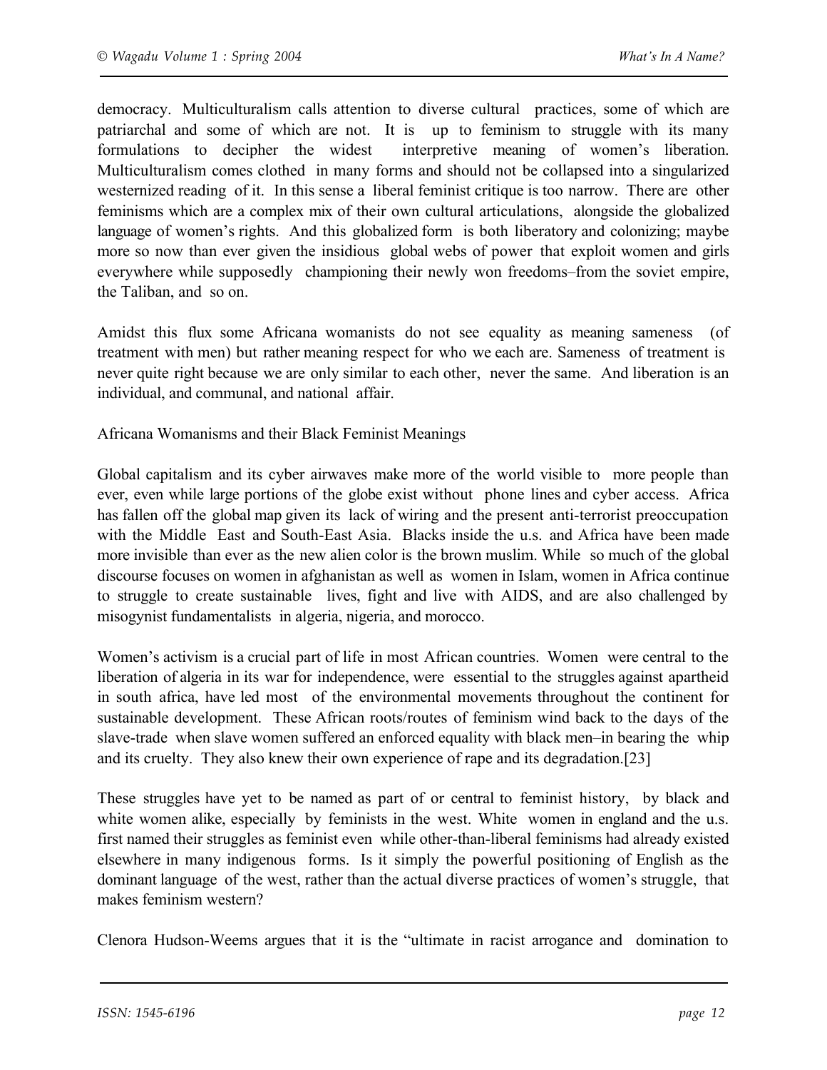democracy. Multiculturalism calls attention to diverse cultural practices, some of which are patriarchal and some of which are not. It is up to feminism to struggle with its many formulations to decipher the widest interpretive meaning of women's liberation. Multiculturalism comes clothed in many forms and should not be collapsed into a singularized westernized reading of it. In this sense a liberal feminist critique is too narrow. There are other feminisms which are a complex mix of their own cultural articulations, alongside the globalized language of women's rights. And this globalized form is both liberatory and colonizing; maybe more so now than ever given the insidious global webs of power that exploit women and girls everywhere while supposedly championing their newly won freedoms–from the soviet empire, the Taliban, and so on.

Amidst this flux some Africana womanists do not see equality as meaning sameness (of treatment with men) but rather meaning respect for who we each are. Sameness of treatment is never quite right because we are only similar to each other, never the same. And liberation is an individual, and communal, and national affair.

## Africana Womanisms and their Black Feminist Meanings

Global capitalism and its cyber airwaves make more of the world visible to more people than ever, even while large portions of the globe exist without phone lines and cyber access. Africa has fallen off the global map given its lack of wiring and the present anti-terrorist preoccupation with the Middle East and South-East Asia. Blacks inside the u.s. and Africa have been made more invisible than ever as the new alien color is the brown muslim. While so much of the global discourse focuses on women in afghanistan as well as women in Islam, women in Africa continue to struggle to create sustainable lives, fight and live with AIDS, and are also challenged by misogynist fundamentalists in algeria, nigeria, and morocco.

Women's activism is a crucial part of life in most African countries. Women were central to the liberation of algeria in its war for independence, were essential to the struggles against apartheid in south africa, have led most of the environmental movements throughout the continent for sustainable development. These African roots/routes of feminism wind back to the days of the slave-trade when slave women suffered an enforced equality with black men–in bearing the whip and its cruelty. They also knew their own experience of rape and its degradation.[23]

These struggles have yet to be named as part of or central to feminist history, by black and white women alike, especially by feminists in the west. White women in england and the u.s. first named their struggles as feminist even while other-than-liberal feminisms had already existed elsewhere in many indigenous forms. Is it simply the powerful positioning of English as the dominant language of the west, rather than the actual diverse practices of women's struggle, that makes feminism western?

Clenora Hudson-Weems argues that it is the "ultimate in racist arrogance and domination to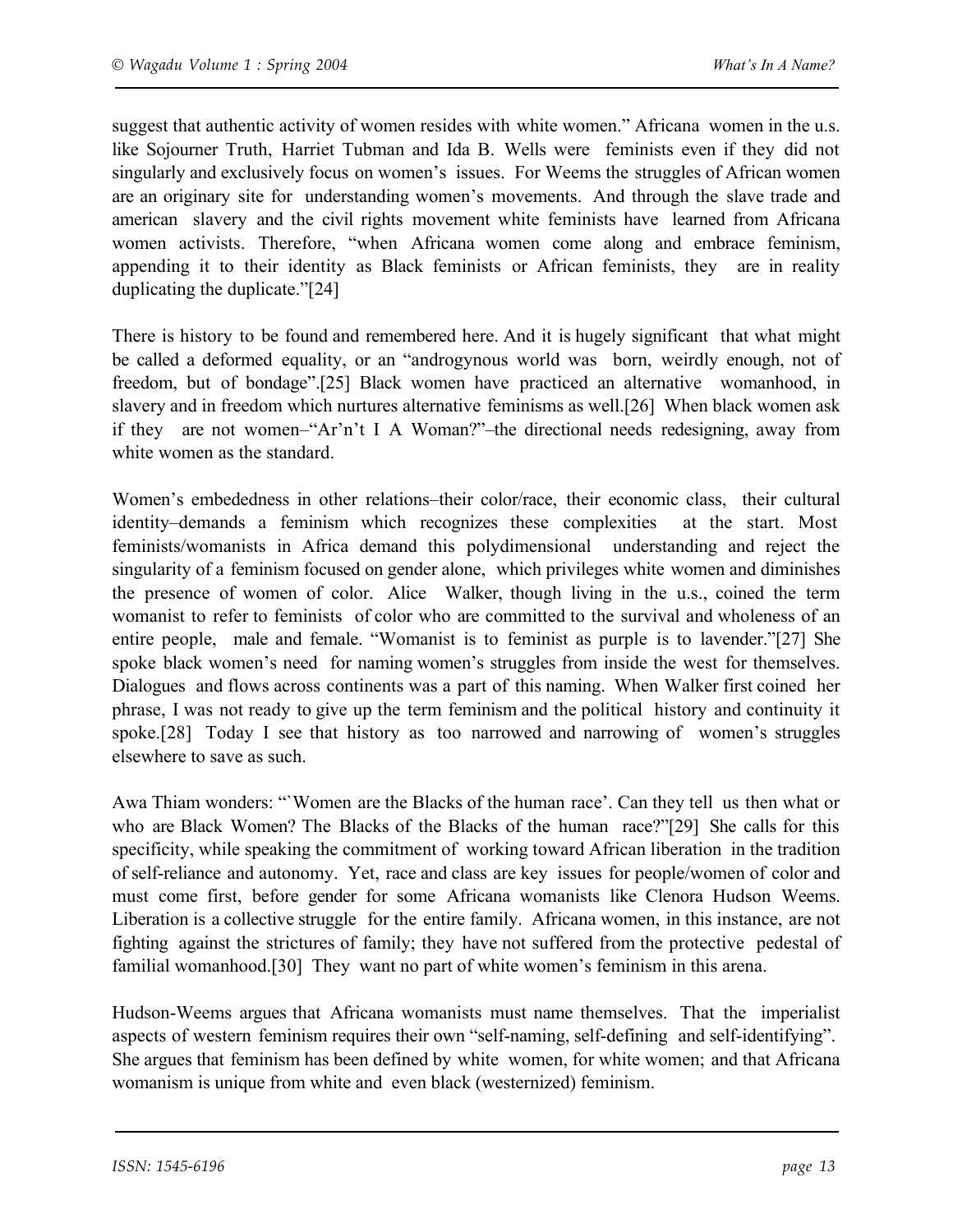suggest that authentic activity of women resides with white women." Africana women in the u.s. like Sojourner Truth, Harriet Tubman and Ida B. Wells were feminists even if they did not singularly and exclusively focus on women's issues. For Weems the struggles of African women are an originary site for understanding women's movements. And through the slave trade and american slavery and the civil rights movement white feminists have learned from Africana women activists. Therefore, "when Africana women come along and embrace feminism, appending it to their identity as Black feminists or African feminists, they are in reality duplicating the duplicate."[24]

There is history to be found and remembered here. And it is hugely significant that what might be called a deformed equality, or an "androgynous world was born, weirdly enough, not of freedom, but of bondage".[25] Black women have practiced an alternative womanhood, in slavery and in freedom which nurtures alternative feminisms as well.[26] When black women ask if they are not women–"Ar'n't I A Woman?"–the directional needs redesigning, away from white women as the standard.

Women's embededness in other relations–their color/race, their economic class, their cultural identity–demands a feminism which recognizes these complexities at the start. Most feminists/womanists in Africa demand this polydimensional understanding and reject the singularity of a feminism focused on gender alone, which privileges white women and diminishes the presence of women of color. Alice Walker, though living in the u.s., coined the term womanist to refer to feminists of color who are committed to the survival and wholeness of an entire people, male and female. "Womanist is to feminist as purple is to lavender."[27] She spoke black women's need for naming women's struggles from inside the west for themselves. Dialogues and flows across continents was a part of this naming. When Walker first coined her phrase, I was not ready to give up the term feminism and the political history and continuity it spoke.[28] Today I see that history as too narrowed and narrowing of women's struggles elsewhere to save as such.

Awa Thiam wonders: "`Women are the Blacks of the human race'. Can they tell us then what or who are Black Women? The Blacks of the Blacks of the human race?"[29] She calls for this specificity, while speaking the commitment of working toward African liberation in the tradition of self-reliance and autonomy. Yet, race and class are key issues for people/women of color and must come first, before gender for some Africana womanists like Clenora Hudson Weems. Liberation is a collective struggle for the entire family. Africana women, in this instance, are not fighting against the strictures of family; they have not suffered from the protective pedestal of familial womanhood.[30] They want no part of white women's feminism in this arena.

Hudson-Weems argues that Africana womanists must name themselves. That the imperialist aspects of western feminism requires their own "self-naming, self-defining and self-identifying". She argues that feminism has been defined by white women, for white women; and that Africana womanism is unique from white and even black (westernized) feminism.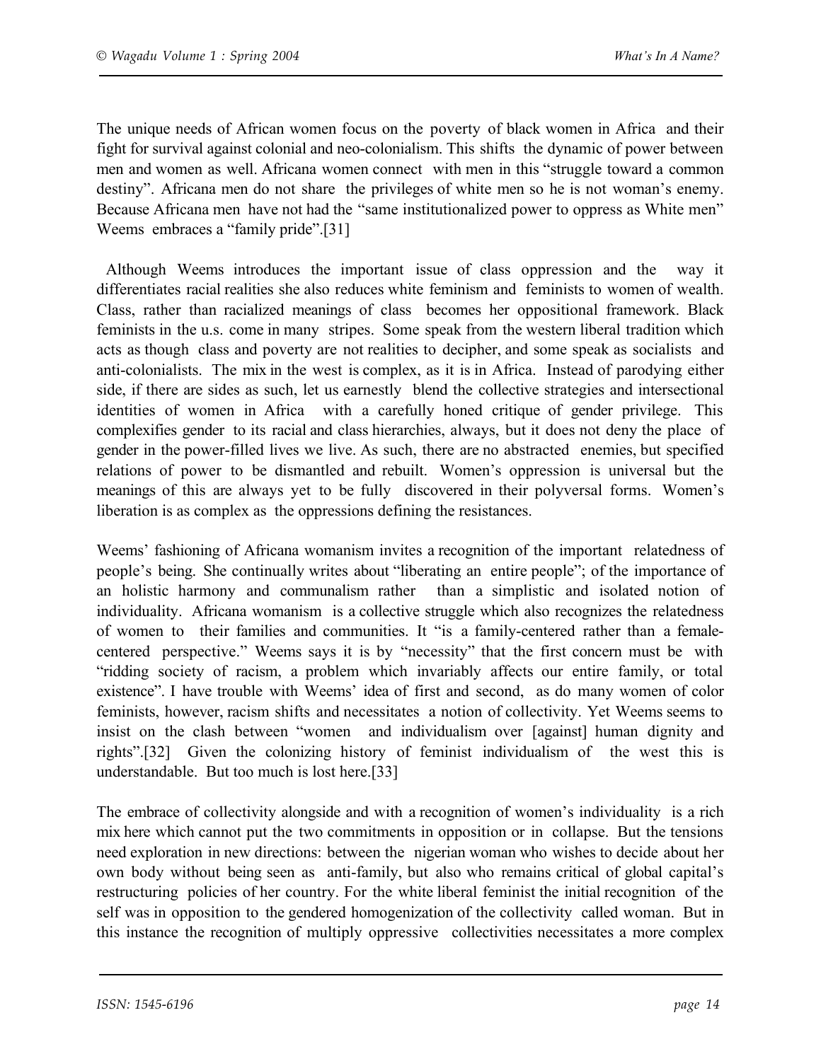The unique needs of African women focus on the poverty of black women in Africa and their fight for survival against colonial and neo-colonialism. This shifts the dynamic of power between men and women as well. Africana women connect with men in this "struggle toward a common destiny". Africana men do not share the privileges of white men so he is not woman's enemy. Because Africana men have not had the "same institutionalized power to oppress as White men" Weems embraces a "family pride".[31]

Although Weems introduces the important issue of class oppression and the way it differentiates racial realities she also reduces white feminism and feminists to women of wealth. Class, rather than racialized meanings of class becomes her oppositional framework. Black feminists in the u.s. come in many stripes. Some speak from the western liberal tradition which acts as though class and poverty are not realities to decipher, and some speak as socialists and anti-colonialists. The mix in the west is complex, as it is in Africa. Instead of parodying either side, if there are sides as such, let us earnestly blend the collective strategies and intersectional identities of women in Africa with a carefully honed critique of gender privilege. This complexifies gender to its racial and class hierarchies, always, but it does not deny the place of gender in the power-filled lives we live. As such, there are no abstracted enemies, but specified relations of power to be dismantled and rebuilt. Women's oppression is universal but the meanings of this are always yet to be fully discovered in their polyversal forms. Women's liberation is as complex as the oppressions defining the resistances.

Weems' fashioning of Africana womanism invites a recognition of the important relatedness of people's being. She continually writes about "liberating an entire people"; of the importance of an holistic harmony and communalism rather than a simplistic and isolated notion of individuality. Africana womanism is a collective struggle which also recognizes the relatedness of women to their families and communities. It "is a family-centered rather than a female-centered perspective." Weems says it is by "necessity" that the first concern must be with "ridding society of racism, a problem which invariably affects our entire family, or total existence". I have trouble with Weems' idea of first and second, as do many women of color feminists, however, racism shifts and necessitates a notion of collectivity. Yet Weems seems to insist on the clash between "women and individualism over [against] human dignity and rights".[32] Given the colonizing history of feminist individualism of the west this is understandable. But too much is lost here.[33]

The embrace of collectivity alongside and with a recognition of women's individuality is a rich mix here which cannot put the two commitments in opposition or in collapse. But the tensions need exploration in new directions: between the nigerian woman who wishes to decide about her own body without being seen as anti-family, but also who remains critical of global capital's restructuring policies of her country. For the white liberal feminist the initial recognition of the self was in opposition to the gendered homogenization of the collectivity called woman. But in this instance the recognition of multiply oppressive collectivities necessitates a more complex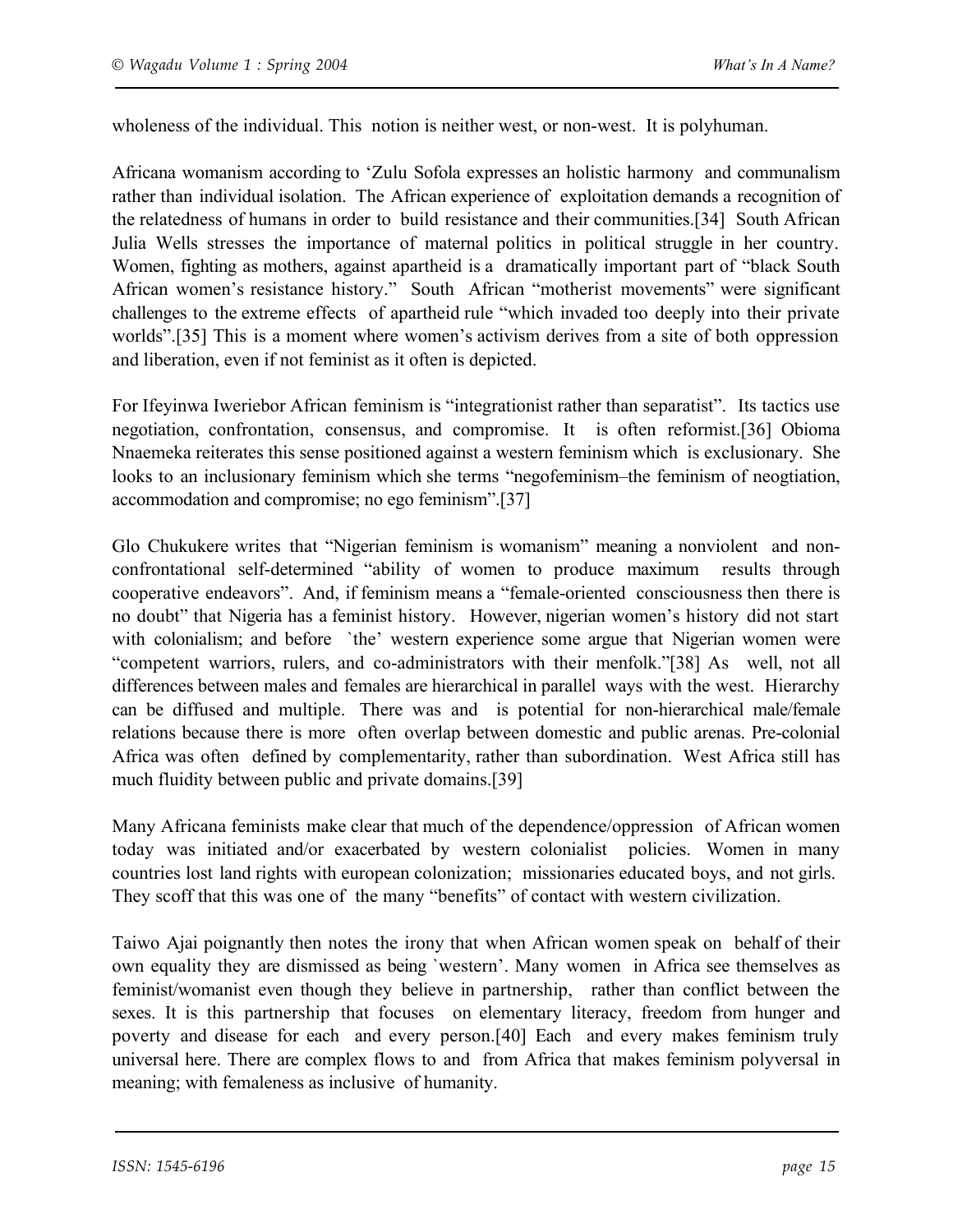wholeness of the individual. This notion is neither west, or non-west. It is polyhuman.

Africana womanism according to 'Zulu Sofola expresses an holistic harmony and communalism rather than individual isolation. The African experience of exploitation demands a recognition of the relatedness of humans in order to build resistance and their communities.[34] South African Julia Wells stresses the importance of maternal politics in political struggle in her country. Women, fighting as mothers, against apartheid is a dramatically important part of "black South African women's resistance history." South African "motherist movements" were significant challenges to the extreme effects of apartheid rule "which invaded too deeply into their private worlds".[35] This is a moment where women's activism derives from a site of both oppression and liberation, even if not feminist as it often is depicted.

For Ifeyinwa Iweriebor African feminism is "integrationist rather than separatist". Its tactics use negotiation, confrontation, consensus, and compromise. It is often reformist.[36] Obioma Nnaemeka reiterates this sense positioned against a western feminism which is exclusionary. She looks to an inclusionary feminism which she terms "negofeminism–the feminism of neogtiation, accommodation and compromise; no ego feminism".[37]

Glo Chukukere writes that "Nigerian feminism is womanism" meaning a nonviolent and non-confrontational self-determined "ability of women to produce maximum results through cooperative endeavors". And, if feminism means a "female-oriented consciousness then there is no doubt" that Nigeria has a feminist history. However, nigerian women's history did not start with colonialism; and before `the' western experience some argue that Nigerian women were "competent warriors, rulers, and co-administrators with their menfolk."[38] As well, not all differences between males and females are hierarchical in parallel ways with the west. Hierarchy can be diffused and multiple. There was and is potential for non-hierarchical male/female relations because there is more often overlap between domestic and public arenas. Pre-colonial Africa was often defined by complementarity, rather than subordination. West Africa still has much fluidity between public and private domains.[39]

Many Africana feminists make clear that much of the dependence/oppression of African women today was initiated and/or exacerbated by western colonialist policies. Women in many countries lost land rights with european colonization; missionaries educated boys, and not girls. They scoff that this was one of the many "benefits" of contact with western civilization.

Taiwo Ajai poignantly then notes the irony that when African women speak on behalf of their own equality they are dismissed as being `western'. Many women in Africa see themselves as feminist/womanist even though they believe in partnership, rather than conflict between the sexes. It is this partnership that focuses on elementary literacy, freedom from hunger and poverty and disease for each and every person.[40] Each and every makes feminism truly universal here. There are complex flows to and from Africa that makes feminism polyversal in meaning; with femaleness as inclusive of humanity.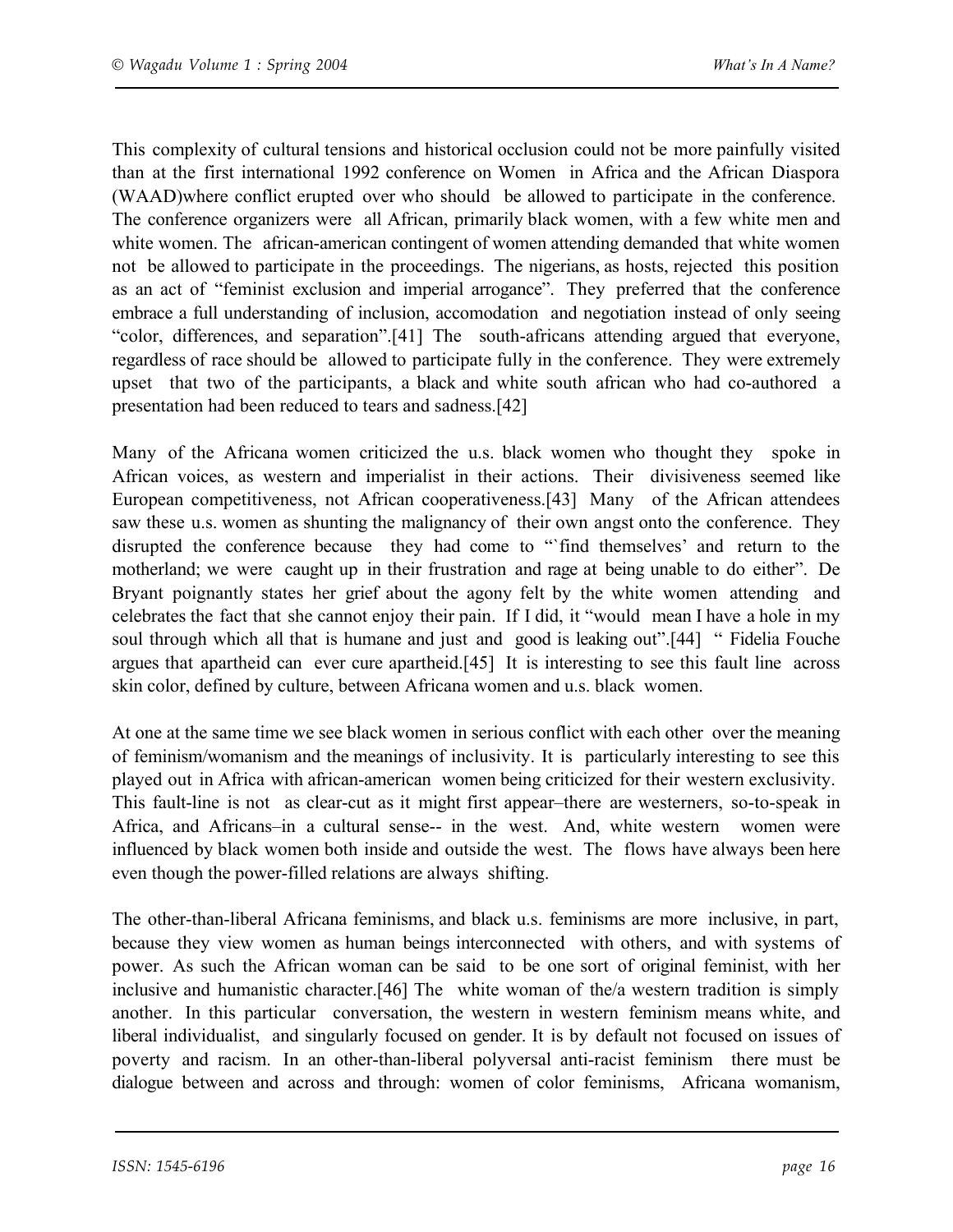This complexity of cultural tensions and historical occlusion could not be more painfully visited than at the first international 1992 conference on Women in Africa and the African Diaspora (WAAD)where conflict erupted over who should be allowed to participate in the conference. The conference organizers were all African, primarily black women, with a few white men and white women. The african-american contingent of women attending demanded that white women not be allowed to participate in the proceedings. The nigerians, as hosts, rejected this position as an act of "feminist exclusion and imperial arrogance". They preferred that the conference embrace a full understanding of inclusion, accomodation and negotiation instead of only seeing "color, differences, and separation".[41] The south-africans attending argued that everyone, regardless of race should be allowed to participate fully in the conference. They were extremely upset that two of the participants, a black and white south african who had co-authored a presentation had been reduced to tears and sadness.[42]

Many of the Africana women criticized the u.s. black women who thought they spoke in African voices, as western and imperialist in their actions. Their divisiveness seemed like European competitiveness, not African cooperativeness.[43] Many of the African attendees saw these u.s. women as shunting the malignancy of their own angst onto the conference. They disrupted the conference because they had come to "`find themselves' and return to the motherland; we were caught up in their frustration and rage at being unable to do either". De Bryant poignantly states her grief about the agony felt by the white women attending and celebrates the fact that she cannot enjoy their pain. If I did, it "would mean I have a hole in my soul through which all that is humane and just and good is leaking out".[44] " Fidelia Fouche argues that apartheid can ever cure apartheid.[45] It is interesting to see this fault line across skin color, defined by culture, between Africana women and u.s. black women.

At one at the same time we see black women in serious conflict with each other over the meaning of feminism/womanism and the meanings of inclusivity. It is particularly interesting to see this played out in Africa with african-american women being criticized for their western exclusivity. This fault-line is not as clear-cut as it might first appear–there are westerners, so-to-speak in Africa, and Africans–in a cultural sense-- in the west. And, white western women were influenced by black women both inside and outside the west. The flows have always been here even though the power-filled relations are always shifting.

The other-than-liberal Africana feminisms, and black u.s. feminisms are more inclusive, in part, because they view women as human beings interconnected with others, and with systems of power. As such the African woman can be said to be one sort of original feminist, with her inclusive and humanistic character.[46] The white woman of the/a western tradition is simply another. In this particular conversation, the western in western feminism means white, and liberal individualist, and singularly focused on gender. It is by default not focused on issues of poverty and racism. In an other-than-liberal polyversal anti-racist feminism there must be dialogue between and across and through: women of color feminisms, Africana womanism,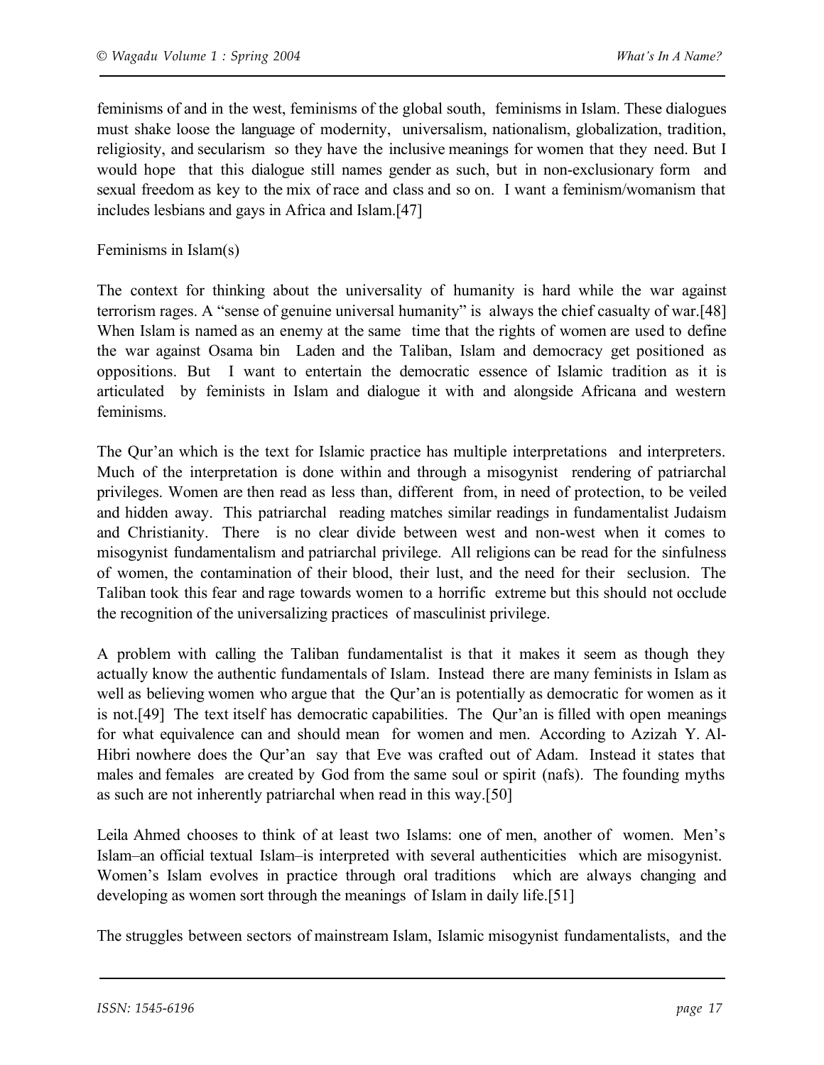feminisms of and in the west, feminisms of the global south, feminisms in Islam. These dialogues must shake loose the language of modernity, universalism, nationalism, globalization, tradition, religiosity, and secularism so they have the inclusive meanings for women that they need. But I would hope that this dialogue still names gender as such, but in non-exclusionary form and sexual freedom as key to the mix of race and class and so on. I want a feminism/womanism that includes lesbians and gays in Africa and Islam.[47]

## Feminisms in Islam(s)

The context for thinking about the universality of humanity is hard while the war against terrorism rages. A "sense of genuine universal humanity" is always the chief casualty of war.[48] When Islam is named as an enemy at the same time that the rights of women are used to define the war against Osama bin Laden and the Taliban, Islam and democracy get positioned as oppositions. But I want to entertain the democratic essence of Islamic tradition as it is articulated by feminists in Islam and dialogue it with and alongside Africana and western feminisms.

The Qur'an which is the text for Islamic practice has multiple interpretations and interpreters. Much of the interpretation is done within and through a misogynist rendering of patriarchal privileges. Women are then read as less than, different from, in need of protection, to be veiled and hidden away. This patriarchal reading matches similar readings in fundamentalist Judaism and Christianity. There is no clear divide between west and non-west when it comes to misogynist fundamentalism and patriarchal privilege. All religions can be read for the sinfulness of women, the contamination of their blood, their lust, and the need for their seclusion. The Taliban took this fear and rage towards women to a horrific extreme but this should not occlude the recognition of the universalizing practices of masculinist privilege.

A problem with calling the Taliban fundamentalist is that it makes it seem as though they actually know the authentic fundamentals of Islam. Instead there are many feminists in Islam as well as believing women who argue that the Qur'an is potentially as democratic for women as it is not.[49] The text itself has democratic capabilities. The Qur'an is filled with open meanings for what equivalence can and should mean for women and men. According to Azizah Y. Al-Hibri nowhere does the Qur'an say that Eve was crafted out of Adam. Instead it states that males and females are created by God from the same soul or spirit (nafs). The founding myths as such are not inherently patriarchal when read in this way.[50]

Leila Ahmed chooses to think of at least two Islams: one of men, another of women. Men's Islam–an official textual Islam–is interpreted with several authenticities which are misogynist. Women's Islam evolves in practice through oral traditions which are always changing and developing as women sort through the meanings of Islam in daily life.[51]

The struggles between sectors of mainstream Islam, Islamic misogynist fundamentalists, and the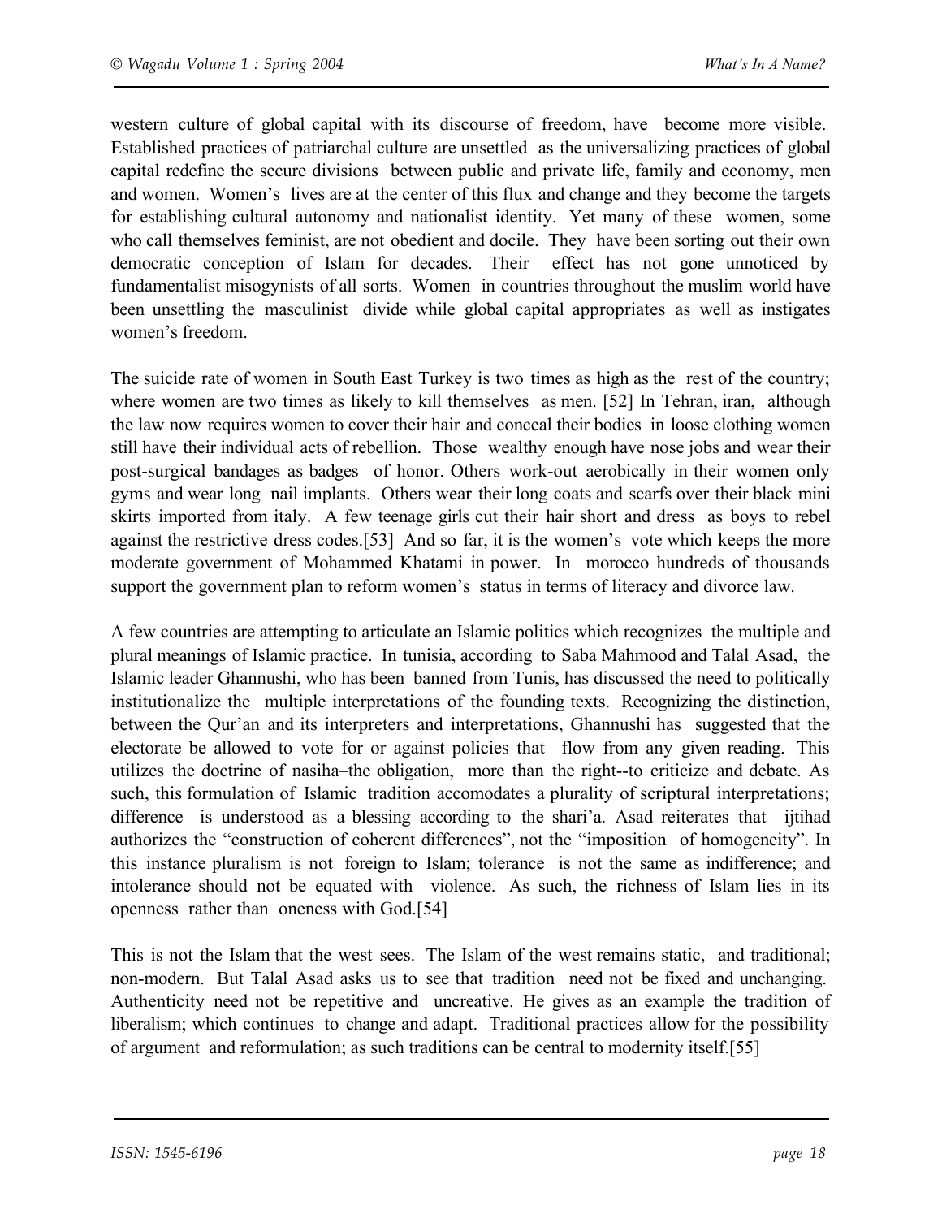western culture of global capital with its discourse of freedom, have become more visible. Established practices of patriarchal culture are unsettled as the universalizing practices of global capital redefine the secure divisions between public and private life, family and economy, men and women. Women's lives are at the center of this flux and change and they become the targets for establishing cultural autonomy and nationalist identity. Yet many of these women, some who call themselves feminist, are not obedient and docile. They have been sorting out their own democratic conception of Islam for decades. Their effect has not gone unnoticed by fundamentalist misogynists of all sorts. Women in countries throughout the muslim world have been unsettling the masculinist divide while global capital appropriates as well as instigates women's freedom.

The suicide rate of women in South East Turkey is two times as high as the rest of the country; where women are two times as likely to kill themselves as men. [52] In Tehran, iran, although the law now requires women to cover their hair and conceal their bodies in loose clothing women still have their individual acts of rebellion. Those wealthy enough have nose jobs and wear their post-surgical bandages as badges of honor. Others work-out aerobically in their women only gyms and wear long nail implants. Others wear their long coats and scarfs over their black mini skirts imported from italy. A few teenage girls cut their hair short and dress as boys to rebel against the restrictive dress codes.[53] And so far, it is the women's vote which keeps the more moderate government of Mohammed Khatami in power. In morocco hundreds of thousands support the government plan to reform women's status in terms of literacy and divorce law.

A few countries are attempting to articulate an Islamic politics which recognizes the multiple and plural meanings of Islamic practice. In tunisia, according to Saba Mahmood and Talal Asad, the Islamic leader Ghannushi, who has been banned from Tunis, has discussed the need to politically institutionalize the multiple interpretations of the founding texts. Recognizing the distinction, between the Qur'an and its interpreters and interpretations, Ghannushi has suggested that the electorate be allowed to vote for or against policies that flow from any given reading. This utilizes the doctrine of nasiha–the obligation, more than the right--to criticize and debate. As such, this formulation of Islamic tradition accomodates a plurality of scriptural interpretations; difference is understood as a blessing according to the shari'a. Asad reiterates that ijtihad authorizes the "construction of coherent differences", not the "imposition of homogeneity". In this instance pluralism is not foreign to Islam; tolerance is not the same as indifference; and intolerance should not be equated with violence. As such, the richness of Islam lies in its openness rather than oneness with God.[54]

This is not the Islam that the west sees. The Islam of the west remains static, and traditional; non-modern. But Talal Asad asks us to see that tradition need not be fixed and unchanging. Authenticity need not be repetitive and uncreative. He gives as an example the tradition of liberalism; which continues to change and adapt. Traditional practices allow for the possibility of argument and reformulation; as such traditions can be central to modernity itself.[55]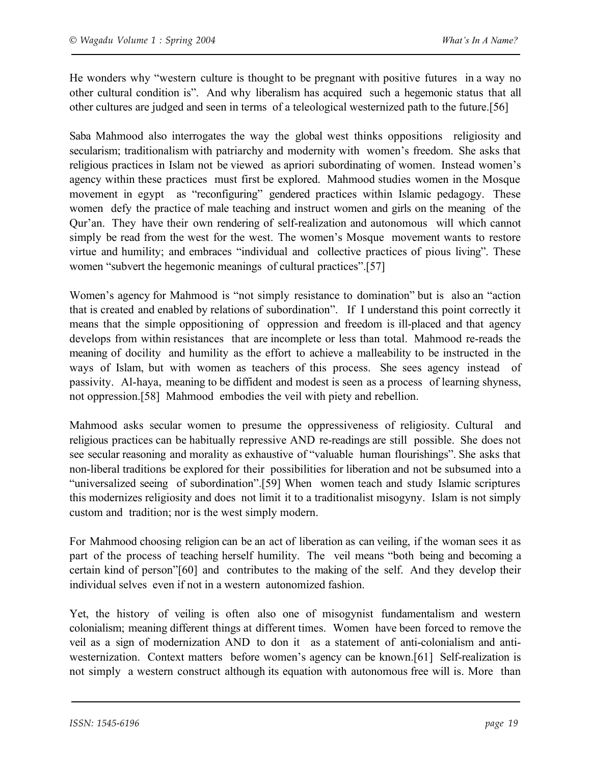He wonders why "western culture is thought to be pregnant with positive futures in a way no other cultural condition is". And why liberalism has acquired such a hegemonic status that all other cultures are judged and seen in terms of a teleological westernized path to the future.[56]

Saba Mahmood also interrogates the way the global west thinks oppositions religiosity and secularism; traditionalism with patriarchy and modernity with women's freedom. She asks that religious practices in Islam not be viewed as apriori subordinating of women. Instead women's agency within these practices must first be explored. Mahmood studies women in the Mosque movement in egypt as "reconfiguring" gendered practices within Islamic pedagogy. These women defy the practice of male teaching and instruct women and girls on the meaning of the Qur'an. They have their own rendering of self-realization and autonomous will which cannot simply be read from the west for the west. The women's Mosque movement wants to restore virtue and humility; and embraces "individual and collective practices of pious living". These women "subvert the hegemonic meanings of cultural practices".[57]

Women's agency for Mahmood is "not simply resistance to domination" but is also an "action that is created and enabled by relations of subordination". If I understand this point correctly it means that the simple oppositioning of oppression and freedom is ill-placed and that agency develops from within resistances that are incomplete or less than total. Mahmood re-reads the meaning of docility and humility as the effort to achieve a malleability to be instructed in the ways of Islam, but with women as teachers of this process. She sees agency instead of passivity. Al-haya, meaning to be diffident and modest is seen as a process of learning shyness, not oppression.[58] Mahmood embodies the veil with piety and rebellion.

Mahmood asks secular women to presume the oppressiveness of religiosity. Cultural and religious practices can be habitually repressive AND re-readings are still possible. She does not see secular reasoning and morality as exhaustive of "valuable human flourishings". She asks that non-liberal traditions be explored for their possibilities for liberation and not be subsumed into a "universalized seeing of subordination".[59] When women teach and study Islamic scriptures this modernizes religiosity and does not limit it to a traditionalist misogyny. Islam is not simply custom and tradition; nor is the west simply modern.

For Mahmood choosing religion can be an act of liberation as can veiling, if the woman sees it as part of the process of teaching herself humility. The veil means "both being and becoming a certain kind of person"[60] and contributes to the making of the self. And they develop their individual selves even if not in a western autonomized fashion.

Yet, the history of veiling is often also one of misogynist fundamentalism and western colonialism; meaning different things at different times. Women have been forced to remove the veil as a sign of modernization AND to don it as a statement of anti-colonialism and anti-westernization. Context matters before women's agency can be known.[61] Self-realization is not simply a western construct although its equation with autonomous free will is. More than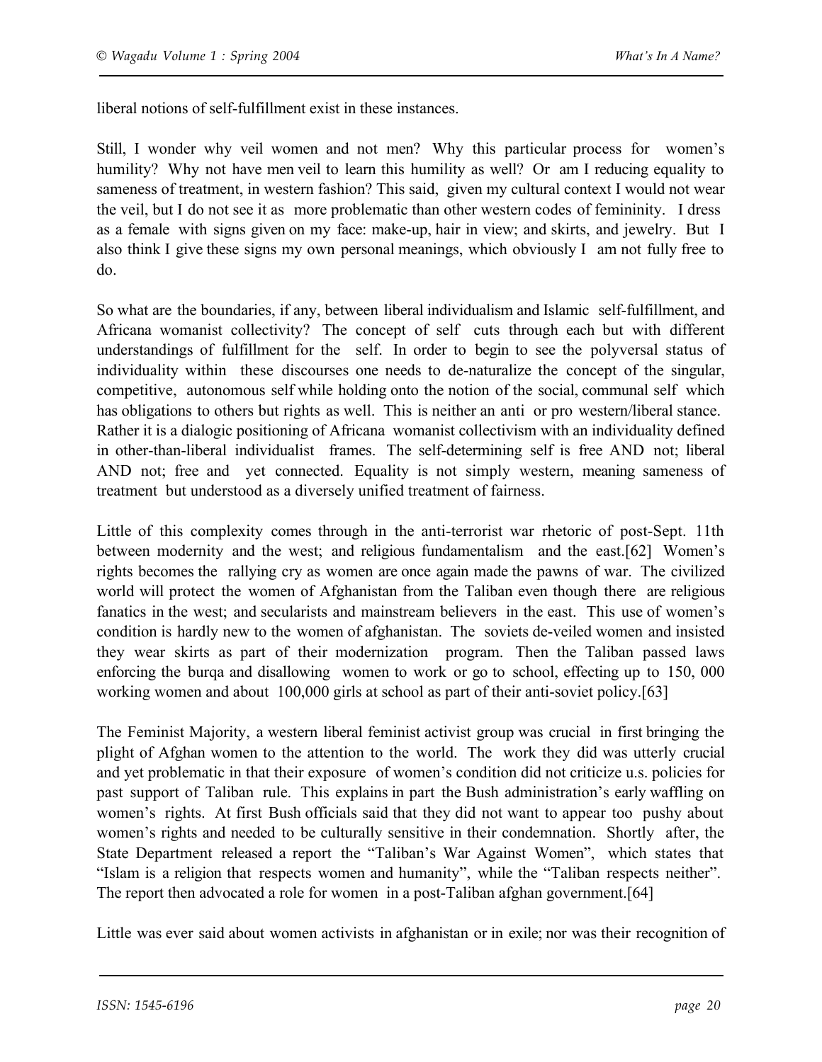liberal notions of self-fulfillment exist in these instances.

Still, I wonder why veil women and not men? Why this particular process for women's humility? Why not have men veil to learn this humility as well? Or am I reducing equality to sameness of treatment, in western fashion? This said, given my cultural context I would not wear the veil, but I do not see it as more problematic than other western codes of femininity. I dress as a female with signs given on my face: make-up, hair in view; and skirts, and jewelry. But I also think I give these signs my own personal meanings, which obviously I am not fully free to do.

So what are the boundaries, if any, between liberal individualism and Islamic self-fulfillment, and Africana womanist collectivity? The concept of self cuts through each but with different understandings of fulfillment for the self. In order to begin to see the polyversal status of individuality within these discourses one needs to de-naturalize the concept of the singular, competitive, autonomous self while holding onto the notion of the social, communal self which has obligations to others but rights as well. This is neither an anti or pro western/liberal stance. Rather it is a dialogic positioning of Africana womanist collectivism with an individuality defined in other-than-liberal individualist frames. The self-determining self is free AND not; liberal AND not; free and yet connected. Equality is not simply western, meaning sameness of treatment but understood as a diversely unified treatment of fairness.

Little of this complexity comes through in the anti-terrorist war rhetoric of post-Sept. 11th between modernity and the west; and religious fundamentalism and the east.[62] Women's rights becomes the rallying cry as women are once again made the pawns of war. The civilized world will protect the women of Afghanistan from the Taliban even though there are religious fanatics in the west; and secularists and mainstream believers in the east. This use of women's condition is hardly new to the women of afghanistan. The soviets de-veiled women and insisted they wear skirts as part of their modernization program. Then the Taliban passed laws enforcing the burqa and disallowing women to work or go to school, effecting up to 150, 000 working women and about 100,000 girls at school as part of their anti-soviet policy.[63]

The Feminist Majority, a western liberal feminist activist group was crucial in first bringing the plight of Afghan women to the attention to the world. The work they did was utterly crucial and yet problematic in that their exposure of women's condition did not criticize u.s. policies for past support of Taliban rule. This explains in part the Bush administration's early waffling on women's rights. At first Bush officials said that they did not want to appear too pushy about women's rights and needed to be culturally sensitive in their condemnation. Shortly after, the State Department released a report the "Taliban's War Against Women", which states that "Islam is a religion that respects women and humanity", while the "Taliban respects neither". The report then advocated a role for women in a post-Taliban afghan government.[64]

Little was ever said about women activists in afghanistan or in exile; nor was their recognition of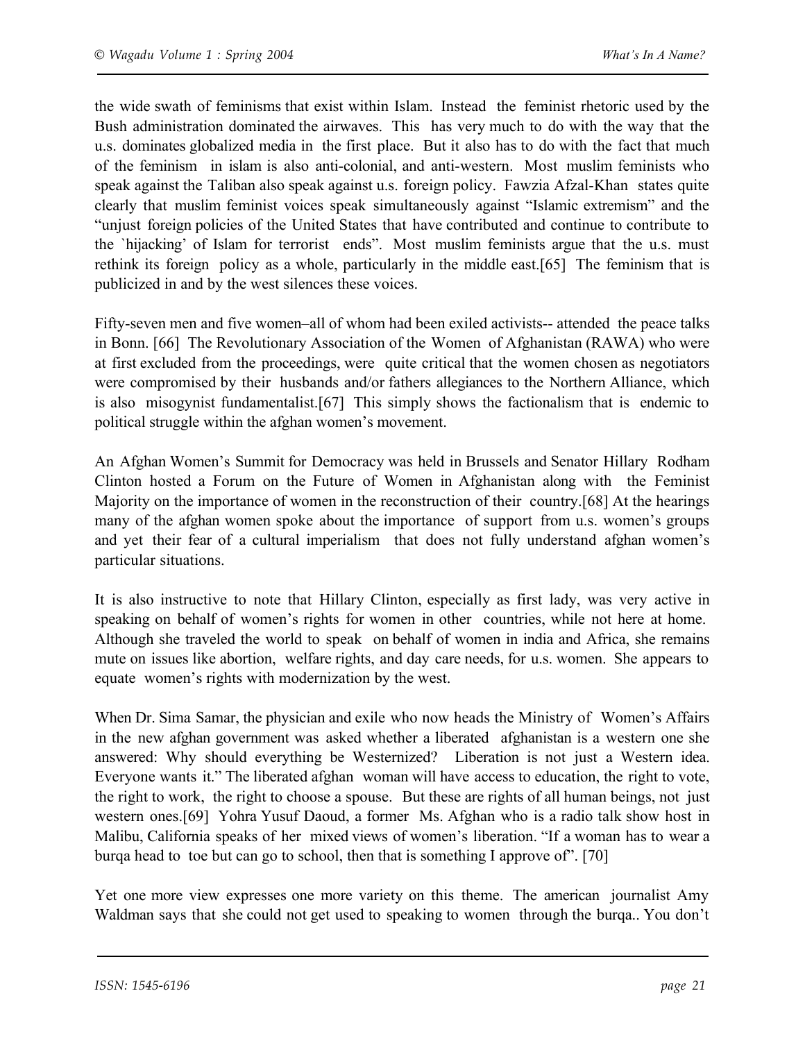the wide swath of feminisms that exist within Islam. Instead the feminist rhetoric used by the Bush administration dominated the airwaves. This has very much to do with the way that the u.s. dominates globalized media in the first place. But it also has to do with the fact that much of the feminism in islam is also anti-colonial, and anti-western. Most muslim feminists who speak against the Taliban also speak against u.s. foreign policy. Fawzia Afzal-Khan states quite clearly that muslim feminist voices speak simultaneously against "Islamic extremism" and the "unjust foreign policies of the United States that have contributed and continue to contribute to the `hijacking' of Islam for terrorist ends". Most muslim feminists argue that the u.s. must rethink its foreign policy as a whole, particularly in the middle east.[65] The feminism that is publicized in and by the west silences these voices.

Fifty-seven men and five women–all of whom had been exiled activists-- attended the peace talks in Bonn. [66] The Revolutionary Association of the Women of Afghanistan (RAWA) who were at first excluded from the proceedings, were quite critical that the women chosen as negotiators were compromised by their husbands and/or fathers allegiances to the Northern Alliance, which is also misogynist fundamentalist.[67] This simply shows the factionalism that is endemic to political struggle within the afghan women's movement.

An Afghan Women's Summit for Democracy was held in Brussels and Senator Hillary Rodham Clinton hosted a Forum on the Future of Women in Afghanistan along with the Feminist Majority on the importance of women in the reconstruction of their country.[68] At the hearings many of the afghan women spoke about the importance of support from u.s. women's groups and yet their fear of a cultural imperialism that does not fully understand afghan women's particular situations.

It is also instructive to note that Hillary Clinton, especially as first lady, was very active in speaking on behalf of women's rights for women in other countries, while not here at home. Although she traveled the world to speak on behalf of women in india and Africa, she remains mute on issues like abortion, welfare rights, and day care needs, for u.s. women. She appears to equate women's rights with modernization by the west.

When Dr. Sima Samar, the physician and exile who now heads the Ministry of Women's Affairs in the new afghan government was asked whether a liberated afghanistan is a western one she answered: Why should everything be Westernized? Liberation is not just a Western idea. Everyone wants it." The liberated afghan woman will have access to education, the right to vote, the right to work, the right to choose a spouse. But these are rights of all human beings, not just western ones.[69] Yohra Yusuf Daoud, a former Ms. Afghan who is a radio talk show host in Malibu, California speaks of her mixed views of women's liberation. "If a woman has to wear a burqa head to toe but can go to school, then that is something I approve of". [70]

Yet one more view expresses one more variety on this theme. The american journalist Amy Waldman says that she could not get used to speaking to women through the burqa.. You don't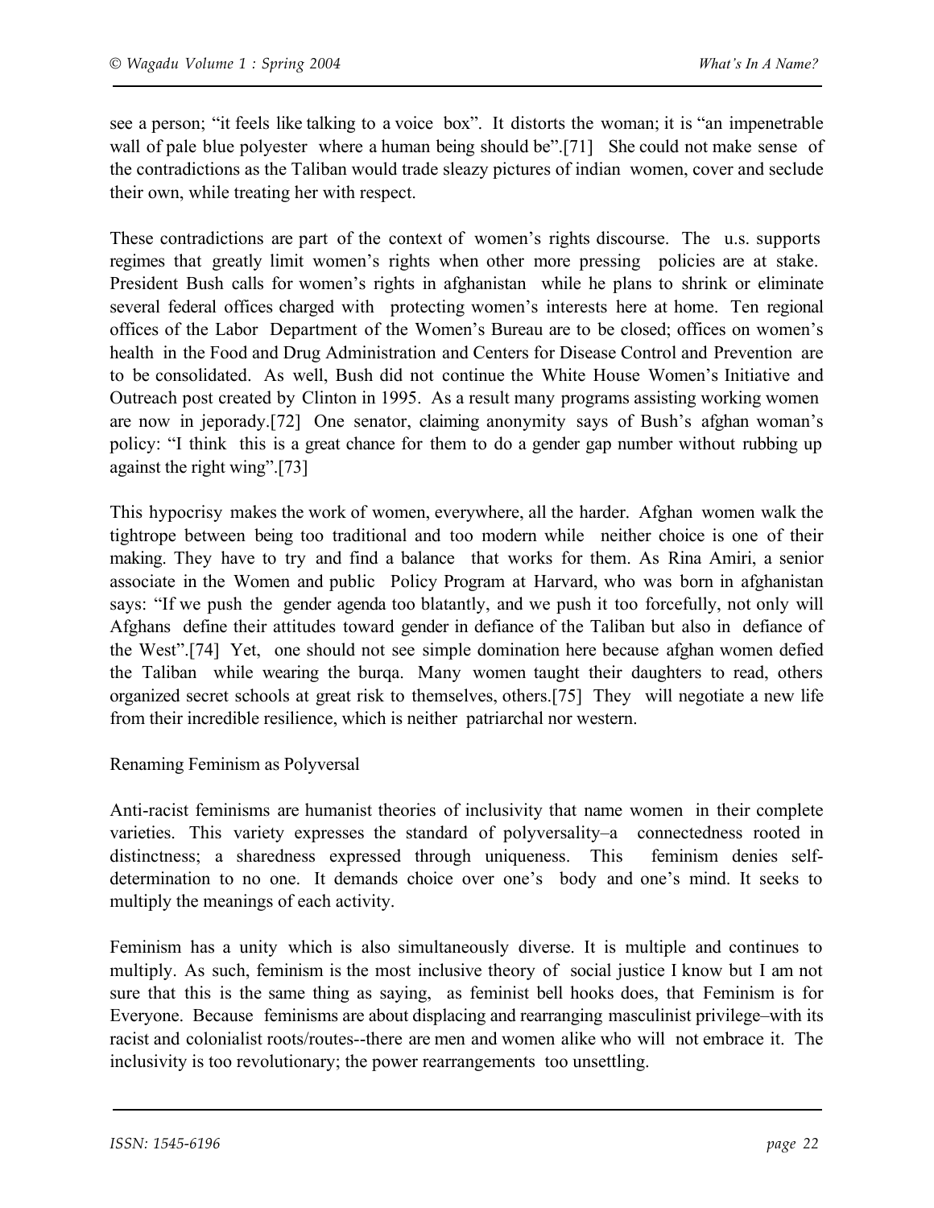see a person; "it feels like talking to a voice box". It distorts the woman; it is "an impenetrable wall of pale blue polyester where a human being should be".[71] She could not make sense of the contradictions as the Taliban would trade sleazy pictures of indian women, cover and seclude their own, while treating her with respect.

These contradictions are part of the context of women's rights discourse. The u.s. supports regimes that greatly limit women's rights when other more pressing policies are at stake. President Bush calls for women's rights in afghanistan while he plans to shrink or eliminate several federal offices charged with protecting women's interests here at home. Ten regional offices of the Labor Department of the Women's Bureau are to be closed; offices on women's health in the Food and Drug Administration and Centers for Disease Control and Prevention are to be consolidated. As well, Bush did not continue the White House Women's Initiative and Outreach post created by Clinton in 1995. As a result many programs assisting working women are now in jeporady.[72] One senator, claiming anonymity says of Bush's afghan woman's policy: "I think this is a great chance for them to do a gender gap number without rubbing up against the right wing".[73]

This hypocrisy makes the work of women, everywhere, all the harder. Afghan women walk the tightrope between being too traditional and too modern while neither choice is one of their making. They have to try and find a balance that works for them. As Rina Amiri, a senior associate in the Women and public Policy Program at Harvard, who was born in afghanistan says: "If we push the gender agenda too blatantly, and we push it too forcefully, not only will Afghans define their attitudes toward gender in defiance of the Taliban but also in defiance of the West".[74] Yet, one should not see simple domination here because afghan women defied the Taliban while wearing the burqa. Many women taught their daughters to read, others organized secret schools at great risk to themselves, others.[75] They will negotiate a new life from their incredible resilience, which is neither patriarchal nor western.

## Renaming Feminism as Polyversal

Anti-racist feminisms are humanist theories of inclusivity that name women in their complete varieties. This variety expresses the standard of polyversality–a connectedness rooted in distinctness; a sharedness expressed through uniqueness. This feminism denies self-determination to no one. It demands choice over one's body and one's mind. It seeks to multiply the meanings of each activity.

Feminism has a unity which is also simultaneously diverse. It is multiple and continues to multiply. As such, feminism is the most inclusive theory of social justice I know but I am not sure that this is the same thing as saying, as feminist bell hooks does, that Feminism is for Everyone. Because feminisms are about displacing and rearranging masculinist privilege–with its racist and colonialist roots/routes--there are men and women alike who will not embrace it. The inclusivity is too revolutionary; the power rearrangements too unsettling.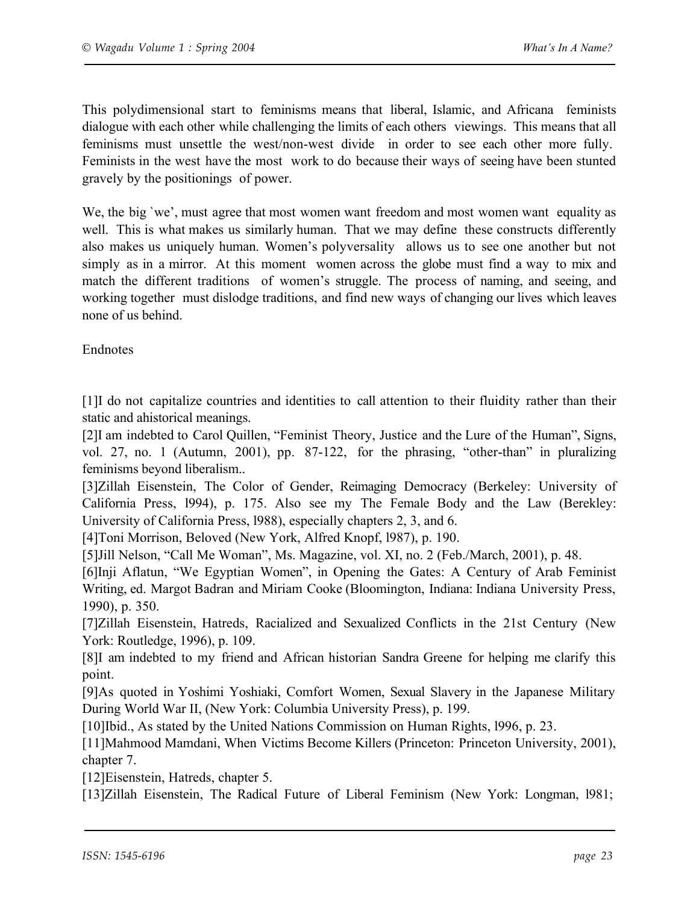This polydimensional start to feminisms means that liberal, Islamic, and Africana feminists dialogue with each other while challenging the limits of each others viewings. This means that all feminisms must unsettle the west/non-west divide in order to see each other more fully. Feminists in the west have the most work to do because their ways of seeing have been stunted gravely by the positionings of power.

We, the big `we', must agree that most women want freedom and most women want equality as well. This is what makes us similarly human. That we may define these constructs differently also makes us uniquely human. Women's polyversality allows us to see one another but not simply as in a mirror. At this moment women across the globe must find a way to mix and match the different traditions of women's struggle. The process of naming, and seeing, and working together must dislodge traditions, and find new ways of changing our lives which leaves none of us behind.

Endnotes

[1]I do not capitalize countries and identities to call attention to their fluidity rather than their static and ahistorical meanings.

[2]I am indebted to Carol Quillen, "Feminist Theory, Justice and the Lure of the Human", Signs, vol. 27, no. 1 (Autumn, 2001), pp. 87-122, for the phrasing, "other-than" in pluralizing feminisms beyond liberalism..

[3]Zillah Eisenstein, The Color of Gender, Reimaging Democracy (Berkeley: University of California Press, l994), p. 175. Also see my The Female Body and the Law (Berekley: University of California Press, l988), especially chapters 2, 3, and 6.

[4]Toni Morrison, Beloved (New York, Alfred Knopf, l987), p. 190.

[5]Jill Nelson, "Call Me Woman", Ms. Magazine, vol. XI, no. 2 (Feb./March, 2001), p. 48.

[6]Inji Aflatun, "We Egyptian Women", in Opening the Gates: A Century of Arab Feminist Writing, ed. Margot Badran and Miriam Cooke (Bloomington, Indiana: Indiana University Press, 1990), p. 350.

[7]Zillah Eisenstein, Hatreds, Racialized and Sexualized Conflicts in the 21st Century (New York: Routledge, 1996), p. 109.

[8]I am indebted to my friend and African historian Sandra Greene for helping me clarify this point.

[9]As quoted in Yoshimi Yoshiaki, Comfort Women, Sexual Slavery in the Japanese Military During World War II, (New York: Columbia University Press), p. 199.

[10]Ibid., As stated by the United Nations Commission on Human Rights, l996, p. 23.

[11]Mahmood Mamdani, When Victims Become Killers (Princeton: Princeton University, 2001), chapter 7.

[12]Eisenstein, Hatreds, chapter 5.

[13]Zillah Eisenstein, The Radical Future of Liberal Feminism (New York: Longman, l981;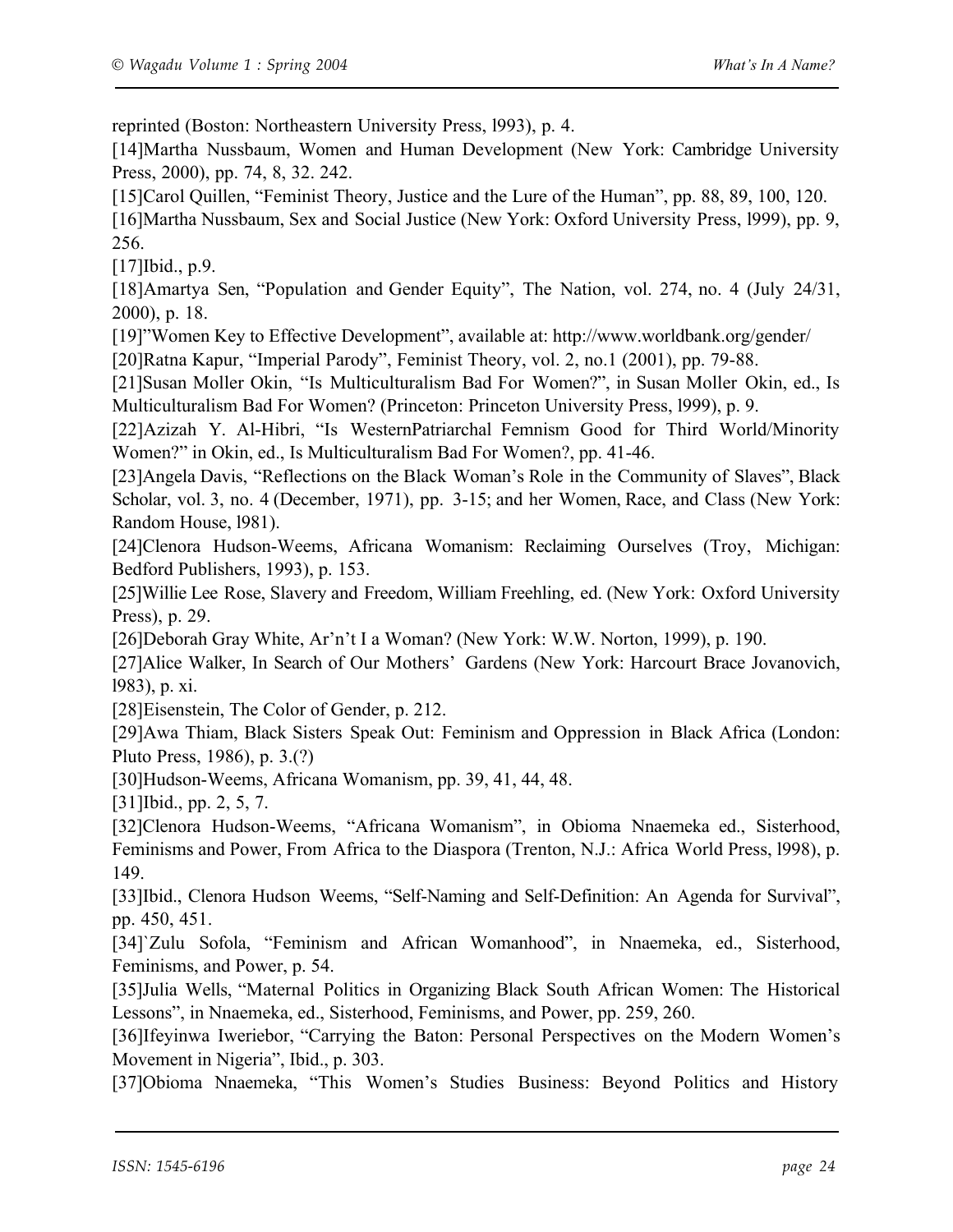reprinted (Boston: Northeastern University Press, l993), p. 4.

[14]Martha Nussbaum, Women and Human Development (New York: Cambridge University Press, 2000), pp. 74, 8, 32. 242.

[15]Carol Quillen, "Feminist Theory, Justice and the Lure of the Human", pp. 88, 89, 100, 120.

[16]Martha Nussbaum, Sex and Social Justice (New York: Oxford University Press, l999), pp. 9, 256.

[17]Ibid., p.9.

[18]Amartya Sen, "Population and Gender Equity", The Nation, vol. 274, no. 4 (July 24/31, 2000), p. 18.

[19]"Women Key to Effective Development", available at: http://www.worldbank.org/gender/

[20]Ratna Kapur, "Imperial Parody", Feminist Theory, vol. 2, no.1 (2001), pp. 79-88.

[21]Susan Moller Okin, "Is Multiculturalism Bad For Women?", in Susan Moller Okin, ed., Is Multiculturalism Bad For Women? (Princeton: Princeton University Press, l999), p. 9.

[22]Azizah Y. Al-Hibri, "Is WesternPatriarchal Femnism Good for Third World/Minority Women?" in Okin, ed., Is Multiculturalism Bad For Women?, pp. 41-46.

[23]Angela Davis, "Reflections on the Black Woman's Role in the Community of Slaves", Black Scholar, vol. 3, no. 4 (December, 1971), pp. 3-15; and her Women, Race, and Class (New York: Random House, l981).

[24]Clenora Hudson-Weems, Africana Womanism: Reclaiming Ourselves (Troy, Michigan: Bedford Publishers, 1993), p. 153.

[25]Willie Lee Rose, Slavery and Freedom, William Freehling, ed. (New York: Oxford University Press), p. 29.

[26]Deborah Gray White, Ar'n't I a Woman? (New York: W.W. Norton, 1999), p. 190.

[27]Alice Walker, In Search of Our Mothers' Gardens (New York: Harcourt Brace Jovanovich, l983), p. xi.

[28]Eisenstein, The Color of Gender, p. 212.

[29]Awa Thiam, Black Sisters Speak Out: Feminism and Oppression in Black Africa (London: Pluto Press, 1986), p. 3.(?)

[30]Hudson-Weems, Africana Womanism, pp. 39, 41, 44, 48.

[31]Ibid., pp. 2, 5, 7.

[32]Clenora Hudson-Weems, "Africana Womanism", in Obioma Nnaemeka ed., Sisterhood, Feminisms and Power, From Africa to the Diaspora (Trenton, N.J.: Africa World Press, l998), p. 149.

[33]Ibid., Clenora Hudson Weems, "Self-Naming and Self-Definition: An Agenda for Survival", pp. 450, 451.

[34]`Zulu Sofola, "Feminism and African Womanhood", in Nnaemeka, ed., Sisterhood, Feminisms, and Power, p. 54.

[35]Julia Wells, "Maternal Politics in Organizing Black South African Women: The Historical Lessons", in Nnaemeka, ed., Sisterhood, Feminisms, and Power, pp. 259, 260.

[36]Ifeyinwa Iweriebor, "Carrying the Baton: Personal Perspectives on the Modern Women's Movement in Nigeria", Ibid., p. 303.

[37]Obioma Nnaemeka, "This Women's Studies Business: Beyond Politics and History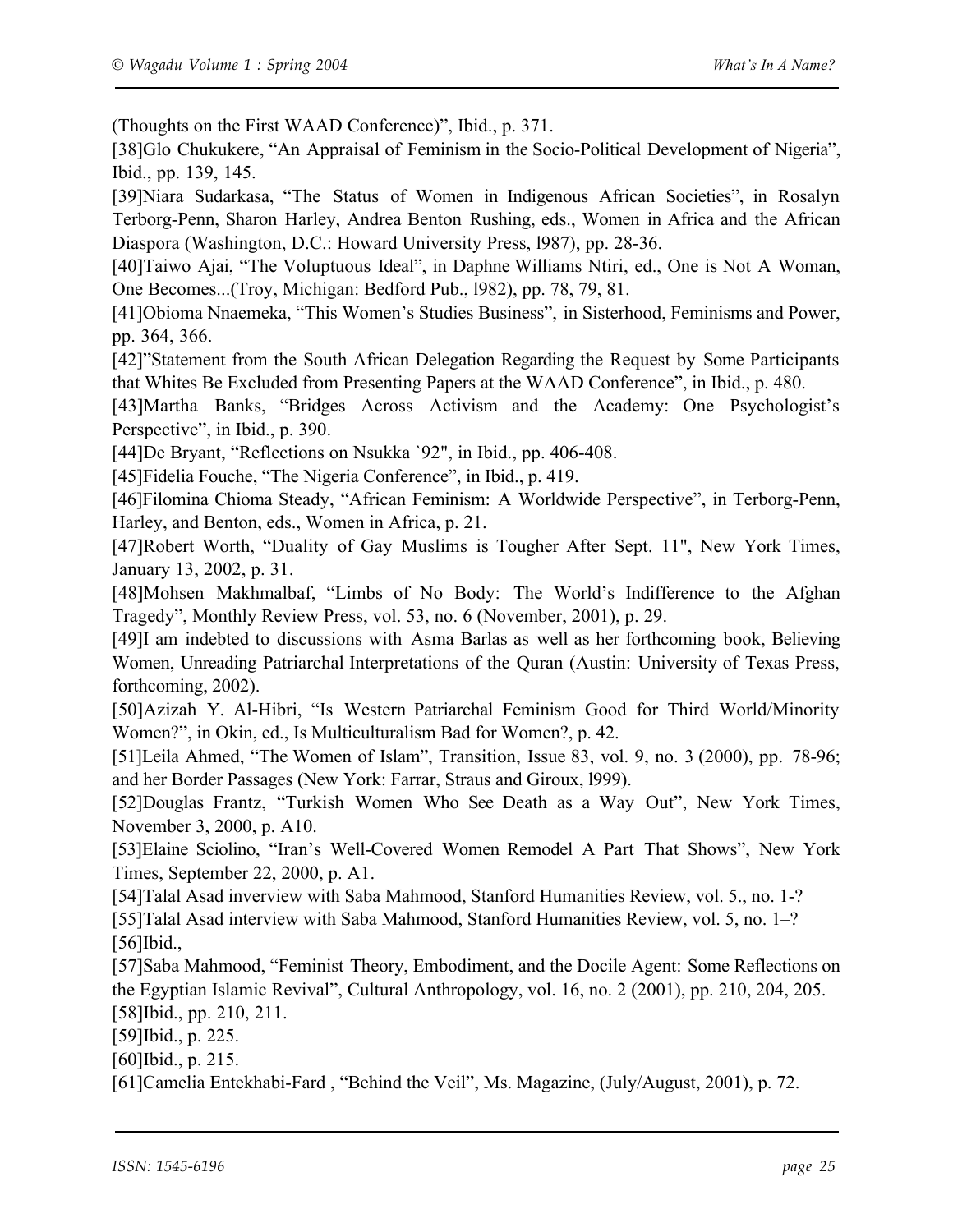(Thoughts on the First WAAD Conference)", Ibid., p. 371.

[38]Glo Chukukere, "An Appraisal of Feminism in the Socio-Political Development of Nigeria", Ibid., pp. 139, 145.

[39]Niara Sudarkasa, "The Status of Women in Indigenous African Societies", in Rosalyn Terborg-Penn, Sharon Harley, Andrea Benton Rushing, eds., Women in Africa and the African Diaspora (Washington, D.C.: Howard University Press, l987), pp. 28-36.

[40]Taiwo Ajai, "The Voluptuous Ideal", in Daphne Williams Ntiri, ed., One is Not A Woman, One Becomes...(Troy, Michigan: Bedford Pub., l982), pp. 78, 79, 81.

[41]Obioma Nnaemeka, "This Women's Studies Business", in Sisterhood, Feminisms and Power, pp. 364, 366.

[42]"Statement from the South African Delegation Regarding the Request by Some Participants that Whites Be Excluded from Presenting Papers at the WAAD Conference", in Ibid., p. 480.

[43]Martha Banks, "Bridges Across Activism and the Academy: One Psychologist's Perspective", in Ibid., p. 390.

[44]De Bryant, "Reflections on Nsukka `92", in Ibid., pp. 406-408.

[45]Fidelia Fouche, "The Nigeria Conference", in Ibid., p. 419.

[46]Filomina Chioma Steady, "African Feminism: A Worldwide Perspective", in Terborg-Penn, Harley, and Benton, eds., Women in Africa, p. 21.

[47]Robert Worth, "Duality of Gay Muslims is Tougher After Sept. 11", New York Times, January 13, 2002, p. 31.

[48]Mohsen Makhmalbaf, "Limbs of No Body: The World's Indifference to the Afghan Tragedy", Monthly Review Press, vol. 53, no. 6 (November, 2001), p. 29.

[49]I am indebted to discussions with Asma Barlas as well as her forthcoming book, Believing Women, Unreading Patriarchal Interpretations of the Quran (Austin: University of Texas Press, forthcoming, 2002).

[50]Azizah Y. Al-Hibri, "Is Western Patriarchal Feminism Good for Third World/Minority Women?", in Okin, ed., Is Multiculturalism Bad for Women?, p. 42.

[51]Leila Ahmed, "The Women of Islam", Transition, Issue 83, vol. 9, no. 3 (2000), pp. 78-96; and her Border Passages (New York: Farrar, Straus and Giroux, l999).

[52]Douglas Frantz, "Turkish Women Who See Death as a Way Out", New York Times, November 3, 2000, p. A10.

[53]Elaine Sciolino, "Iran's Well-Covered Women Remodel A Part That Shows", New York Times, September 22, 2000, p. A1.

[54]Talal Asad inverview with Saba Mahmood, Stanford Humanities Review, vol. 5., no. 1-?

[55]Talal Asad interview with Saba Mahmood, Stanford Humanities Review, vol. 5, no. 1–?

[56]Ibid.,

[57]Saba Mahmood, "Feminist Theory, Embodiment, and the Docile Agent: Some Reflections on the Egyptian Islamic Revival", Cultural Anthropology, vol. 16, no. 2 (2001), pp. 210, 204, 205.

[58]Ibid., pp. 210, 211.

[59]Ibid., p. 225.

[60]Ibid., p. 215.

[61]Camelia Entekhabi-Fard , "Behind the Veil", Ms. Magazine, (July/August, 2001), p. 72.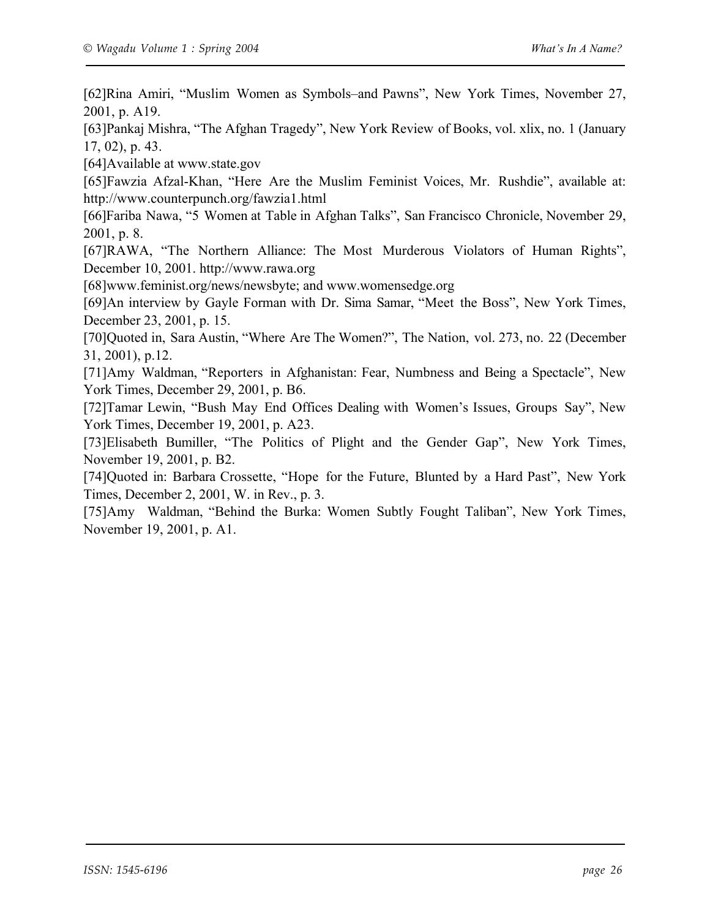[62]Rina Amiri, “Muslim Women as Symbols–and Pawns”, New York Times, November 27, 2001, p. A19.

[63]Pankaj Mishra, “The Afghan Tragedy”, New York Review of Books, vol. xlix, no. 1 (January 17, 02), p. 43.

[64]Available at www.state.gov

[65]Fawzia Afzal-Khan, “Here Are the Muslim Feminist Voices, Mr. Rushdie”, available at: http://www.counterpunch.org/fawzia1.html

[66]Fariba Nawa, “5 Women at Table in Afghan Talks”, San Francisco Chronicle, November 29, 2001, p. 8.

[67]RAWA, “The Northern Alliance: The Most Murderous Violators of Human Rights”, December 10, 2001. http://www.rawa.org

[68]www.feminist.org/news/newsbyte; and www.womensedge.org

[69]An interview by Gayle Forman with Dr. Sima Samar, “Meet the Boss”, New York Times, December 23, 2001, p. 15.

[70]Quoted in, Sara Austin, “Where Are The Women?”, The Nation, vol. 273, no. 22 (December 31, 2001), p.12.

[71]Amy Waldman, “Reporters in Afghanistan: Fear, Numbness and Being a Spectacle”, New York Times, December 29, 2001, p. B6.

[72]Tamar Lewin, “Bush May End Offices Dealing with Women’s Issues, Groups Say”, New York Times, December 19, 2001, p. A23.

[73]Elisabeth Bumiller, “The Politics of Plight and the Gender Gap”, New York Times, November 19, 2001, p. B2.

[74]Quoted in: Barbara Crossette, “Hope for the Future, Blunted by a Hard Past”, New York Times, December 2, 2001, W. in Rev., p. 3.

[75]Amy Waldman, “Behind the Burka: Women Subtly Fought Taliban”, New York Times, November 19, 2001, p. A1.